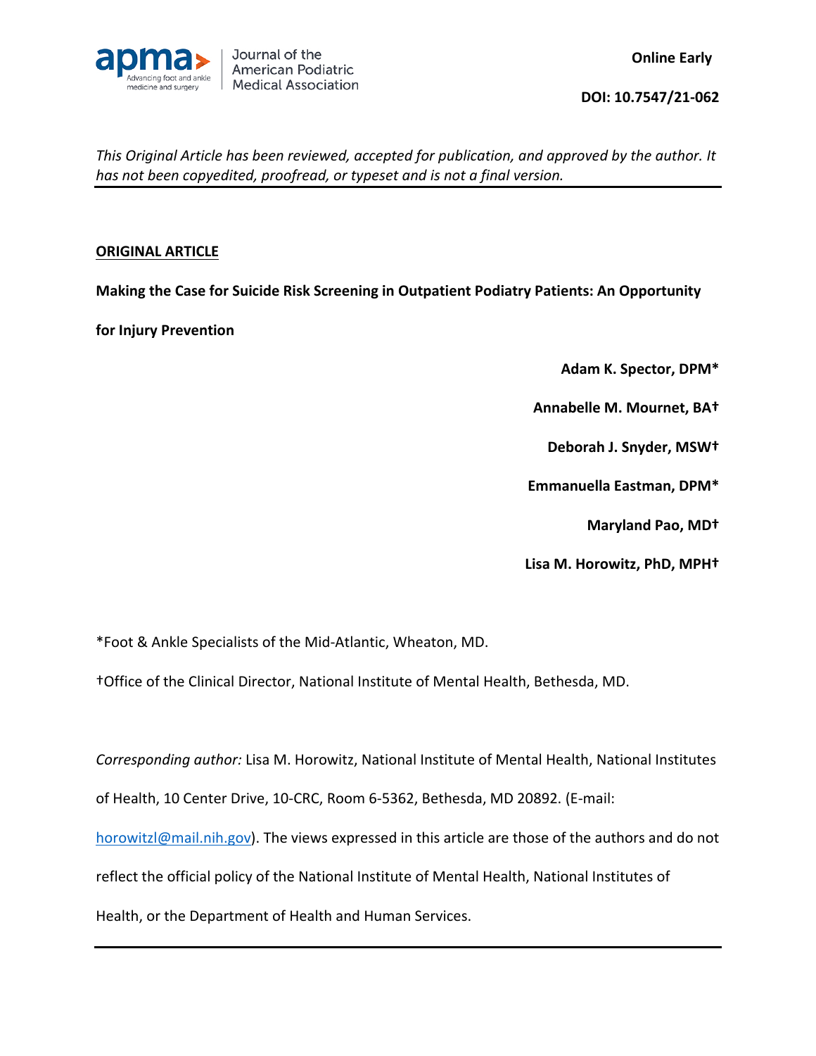Online Early

DOI: 10.7547/21-062

*This Original Article has been reviewed, accepted for publication, and approved by the author. It has not been copyedited, proofread, or typeset and is not a final version.*

---

**ORIGINAL ARTICLE**

# Making the Case for Suicide Risk Screening in Outpatient Podiatry Patients: An Opportunity for Injury Prevention

**Adam K. Spector, DPM***

**Annabelle M. Mournet, BA†**

**Deborah J. Snyder, MSW†**

**Emmanuella Eastman, DPM***

**Maryland Pao, MD†**

**Lisa M. Horowitz, PhD, MPH†**

*Foot & Ankle Specialists of the Mid-Atlantic, Wheaton, MD.

†Office of the Clinical Director, National Institute of Mental Health, Bethesda, MD.

*Corresponding author:* Lisa M. Horowitz, National Institute of Mental Health, National Institutes of Health, 10 Center Drive, 10-CRC, Room 6-5362, Bethesda, MD 20892. (E-mail: horowitzl@mail.nih.gov). The views expressed in this article are those of the authors and do not reflect the official policy of the National Institute of Mental Health, National Institutes of Health, or the Department of Health and Human Services.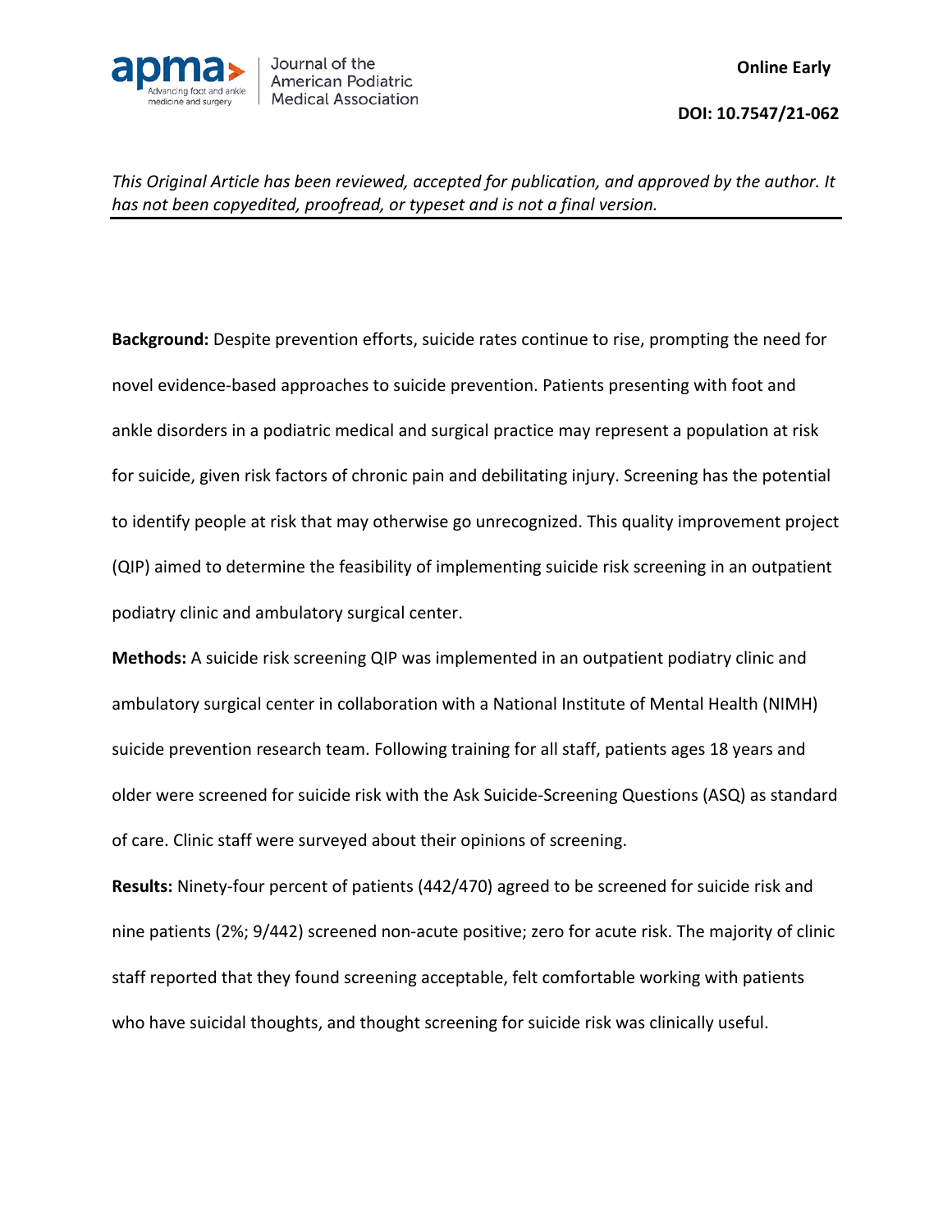*This Original Article has been reviewed, accepted for publication, and approved by the author. It has not been copyedited, proofread, or typeset and is not a final version.*

**Background:** Despite prevention efforts, suicide rates continue to rise, prompting the need for novel evidence-based approaches to suicide prevention. Patients presenting with foot and ankle disorders in a podiatric medical and surgical practice may represent a population at risk for suicide, given risk factors of chronic pain and debilitating injury. Screening has the potential to identify people at risk that may otherwise go unrecognized. This quality improvement project (QIP) aimed to determine the feasibility of implementing suicide risk screening in an outpatient podiatry clinic and ambulatory surgical center.

**Methods:** A suicide risk screening QIP was implemented in an outpatient podiatry clinic and ambulatory surgical center in collaboration with a National Institute of Mental Health (NIMH) suicide prevention research team. Following training for all staff, patients ages 18 years and older were screened for suicide risk with the Ask Suicide-Screening Questions (ASQ) as standard of care. Clinic staff were surveyed about their opinions of screening.

**Results:** Ninety-four percent of patients (442/470) agreed to be screened for suicide risk and nine patients (2%; 9/442) screened non-acute positive; zero for acute risk. The majority of clinic staff reported that they found screening acceptable, felt comfortable working with patients who have suicidal thoughts, and thought screening for suicide risk was clinically useful.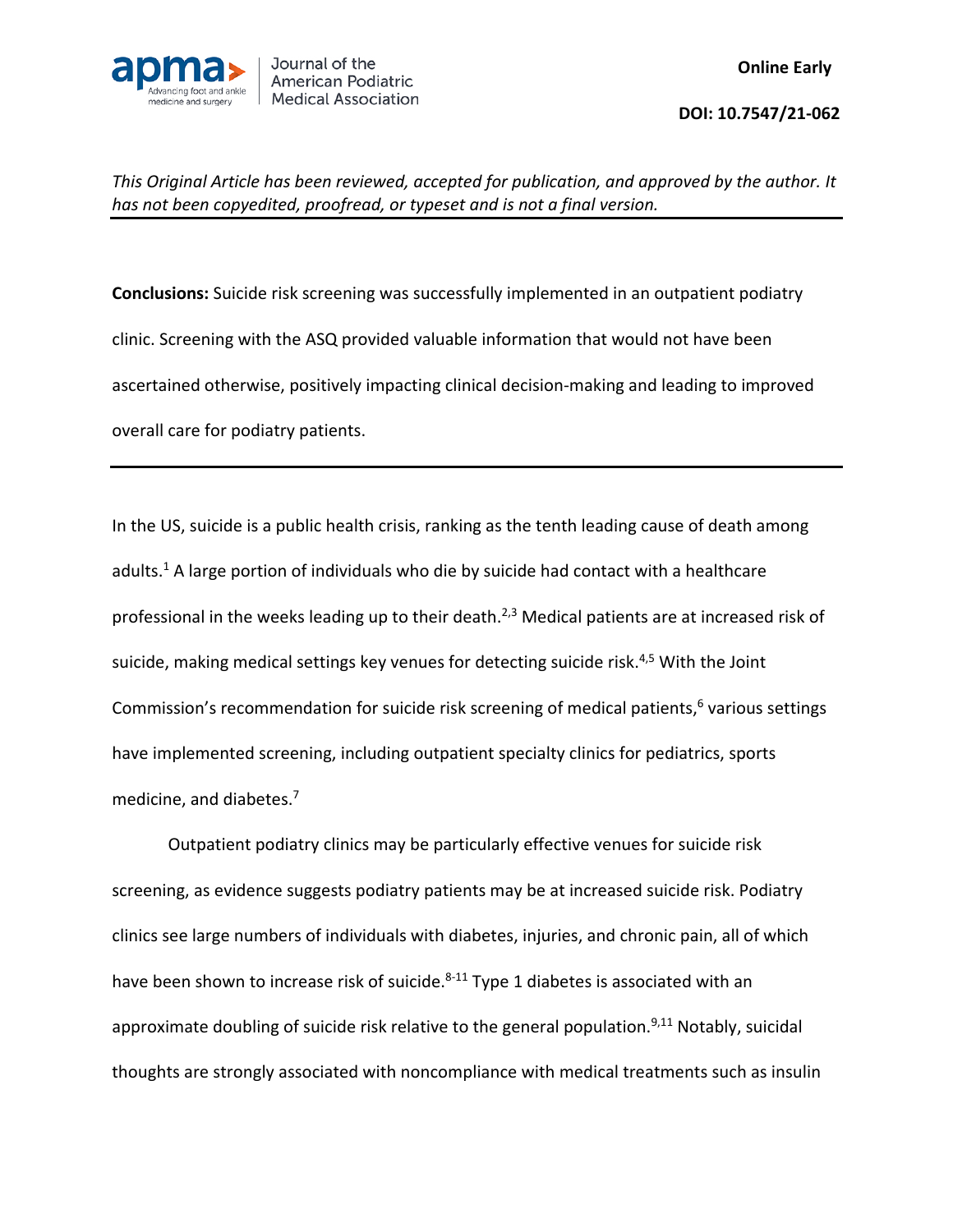**Conclusions:** Suicide risk screening was successfully implemented in an outpatient podiatry clinic. Screening with the ASQ provided valuable information that would not have been ascertained otherwise, positively impacting clinical decision-making and leading to improved overall care for podiatry patients.

---

In the US, suicide is a public health crisis, ranking as the tenth leading cause of death among adults.[1] A large portion of individuals who die by suicide had contact with a healthcare professional in the weeks leading up to their death.[2,3] Medical patients are at increased risk of suicide, making medical settings key venues for detecting suicide risk.[4,5] With the Joint Commission's recommendation for suicide risk screening of medical patients,[6] various settings have implemented screening, including outpatient specialty clinics for pediatrics, sports medicine, and diabetes.[7]

Outpatient podiatry clinics may be particularly effective venues for suicide risk screening, as evidence suggests podiatry patients may be at increased suicide risk. Podiatry clinics see large numbers of individuals with diabetes, injuries, and chronic pain, all of which have been shown to increase risk of suicide.[8-11] Type 1 diabetes is associated with an approximate doubling of suicide risk relative to the general population.[9,11] Notably, suicidal thoughts are strongly associated with noncompliance with medical treatments such as insulin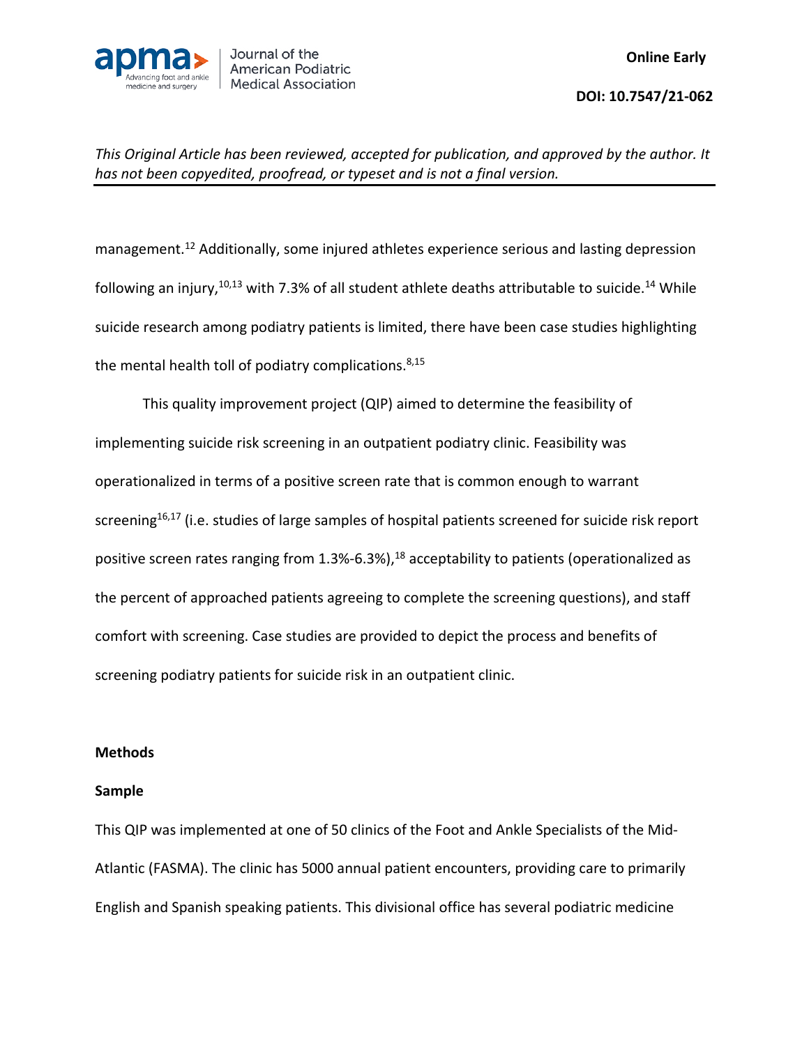management.[12] Additionally, some injured athletes experience serious and lasting depression following an injury,[10,13] with 7.3% of all student athlete deaths attributable to suicide.[14] While suicide research among podiatry patients is limited, there have been case studies highlighting the mental health toll of podiatry complications.[8,15]

This quality improvement project (QIP) aimed to determine the feasibility of implementing suicide risk screening in an outpatient podiatry clinic. Feasibility was operationalized in terms of a positive screen rate that is common enough to warrant screening[16,17] (i.e. studies of large samples of hospital patients screened for suicide risk report positive screen rates ranging from 1.3%-6.3%),[18] acceptability to patients (operationalized as the percent of approached patients agreeing to complete the screening questions), and staff comfort with screening. Case studies are provided to depict the process and benefits of screening podiatry patients for suicide risk in an outpatient clinic.

## Methods

### Sample

This QIP was implemented at one of 50 clinics of the Foot and Ankle Specialists of the Mid-Atlantic (FASMA). The clinic has 5000 annual patient encounters, providing care to primarily English and Spanish speaking patients. This divisional office has several podiatric medicine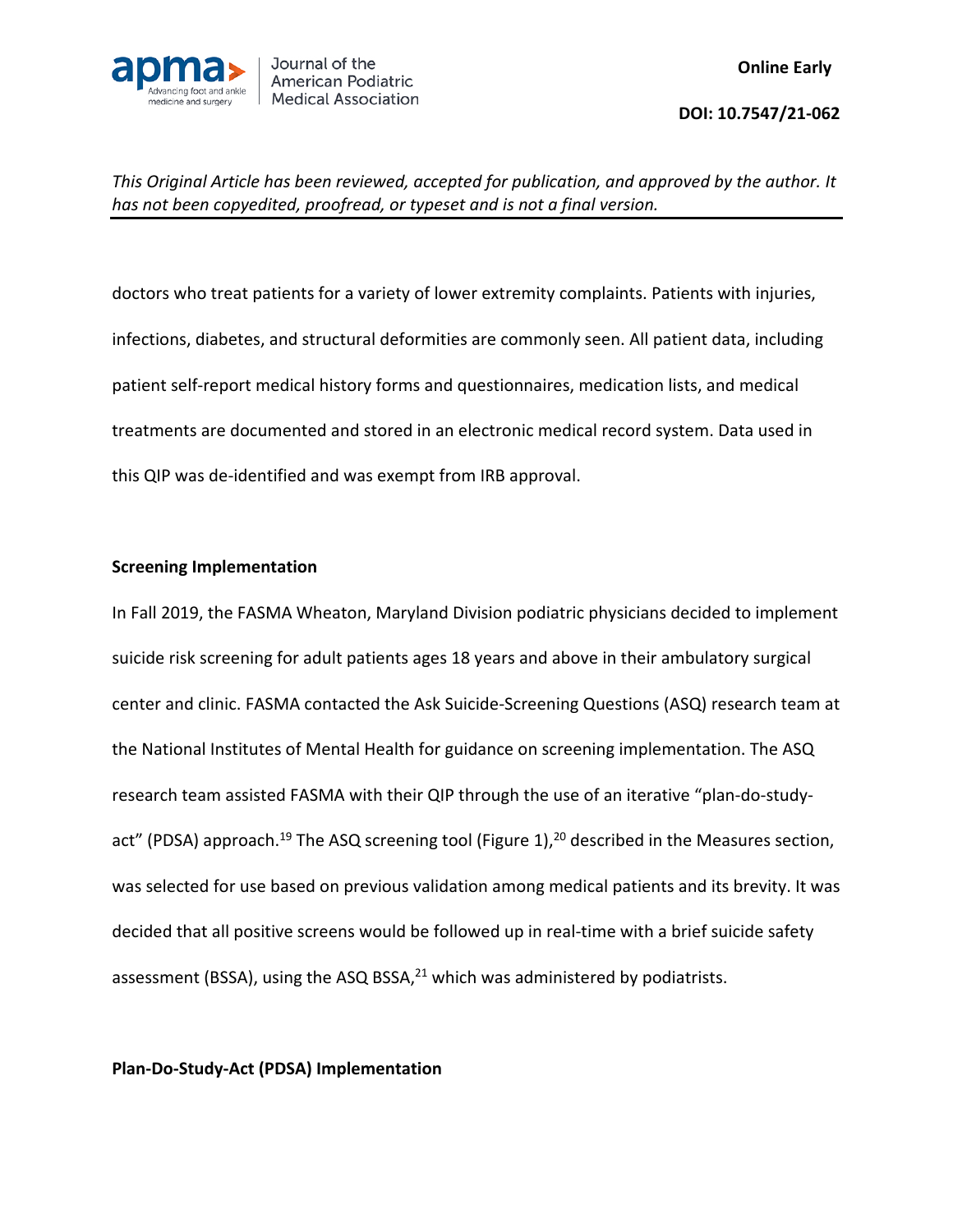doctors who treat patients for a variety of lower extremity complaints. Patients with injuries, infections, diabetes, and structural deformities are commonly seen. All patient data, including patient self-report medical history forms and questionnaires, medication lists, and medical treatments are documented and stored in an electronic medical record system. Data used in this QIP was de-identified and was exempt from IRB approval.

**Screening Implementation**

In Fall 2019, the FASMA Wheaton, Maryland Division podiatric physicians decided to implement suicide risk screening for adult patients ages 18 years and above in their ambulatory surgical center and clinic. FASMA contacted the Ask Suicide-Screening Questions (ASQ) research team at the National Institutes of Mental Health for guidance on screening implementation. The ASQ research team assisted FASMA with their QIP through the use of an iterative "plan-do-study-act" (PDSA) approach.[19] The ASQ screening tool (Figure 1),[20] described in the Measures section, was selected for use based on previous validation among medical patients and its brevity. It was decided that all positive screens would be followed up in real-time with a brief suicide safety assessment (BSSA), using the ASQ BSSA,[21] which was administered by podiatrists.

**Plan-Do-Study-Act (PDSA) Implementation**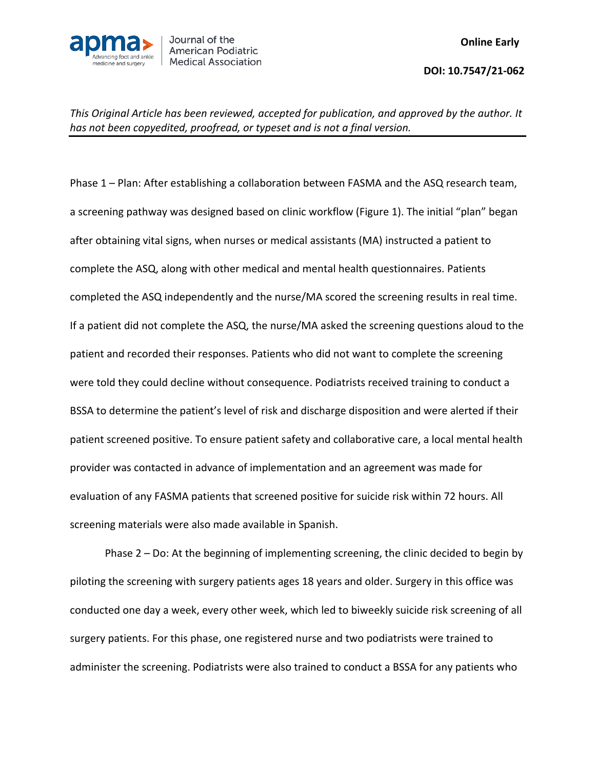Phase 1 – Plan: After establishing a collaboration between FASMA and the ASQ research team, a screening pathway was designed based on clinic workflow (Figure 1). The initial "plan" began after obtaining vital signs, when nurses or medical assistants (MA) instructed a patient to complete the ASQ, along with other medical and mental health questionnaires. Patients completed the ASQ independently and the nurse/MA scored the screening results in real time. If a patient did not complete the ASQ, the nurse/MA asked the screening questions aloud to the patient and recorded their responses. Patients who did not want to complete the screening were told they could decline without consequence. Podiatrists received training to conduct a BSSA to determine the patient's level of risk and discharge disposition and were alerted if their patient screened positive. To ensure patient safety and collaborative care, a local mental health provider was contacted in advance of implementation and an agreement was made for evaluation of any FASMA patients that screened positive for suicide risk within 72 hours. All screening materials were also made available in Spanish.

Phase 2 – Do: At the beginning of implementing screening, the clinic decided to begin by piloting the screening with surgery patients ages 18 years and older. Surgery in this office was conducted one day a week, every other week, which led to biweekly suicide risk screening of all surgery patients. For this phase, one registered nurse and two podiatrists were trained to administer the screening. Podiatrists were also trained to conduct a BSSA for any patients who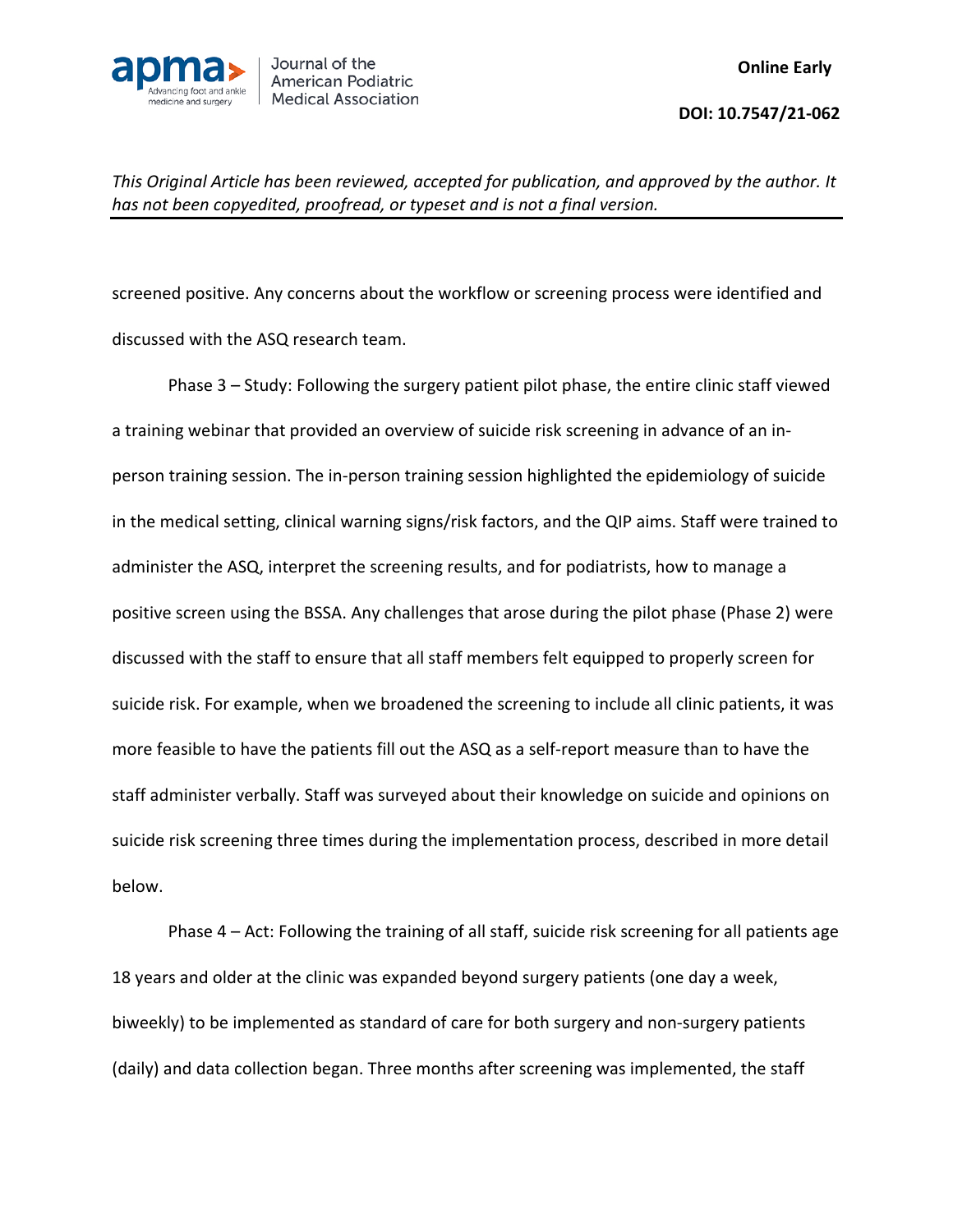screened positive. Any concerns about the workflow or screening process were identified and discussed with the ASQ research team.

Phase 3 – Study: Following the surgery patient pilot phase, the entire clinic staff viewed a training webinar that provided an overview of suicide risk screening in advance of an in-person training session. The in-person training session highlighted the epidemiology of suicide in the medical setting, clinical warning signs/risk factors, and the QIP aims. Staff were trained to administer the ASQ, interpret the screening results, and for podiatrists, how to manage a positive screen using the BSSA. Any challenges that arose during the pilot phase (Phase 2) were discussed with the staff to ensure that all staff members felt equipped to properly screen for suicide risk. For example, when we broadened the screening to include all clinic patients, it was more feasible to have the patients fill out the ASQ as a self-report measure than to have the staff administer verbally. Staff was surveyed about their knowledge on suicide and opinions on suicide risk screening three times during the implementation process, described in more detail below.

Phase 4 – Act: Following the training of all staff, suicide risk screening for all patients age 18 years and older at the clinic was expanded beyond surgery patients (one day a week, biweekly) to be implemented as standard of care for both surgery and non-surgery patients (daily) and data collection began. Three months after screening was implemented, the staff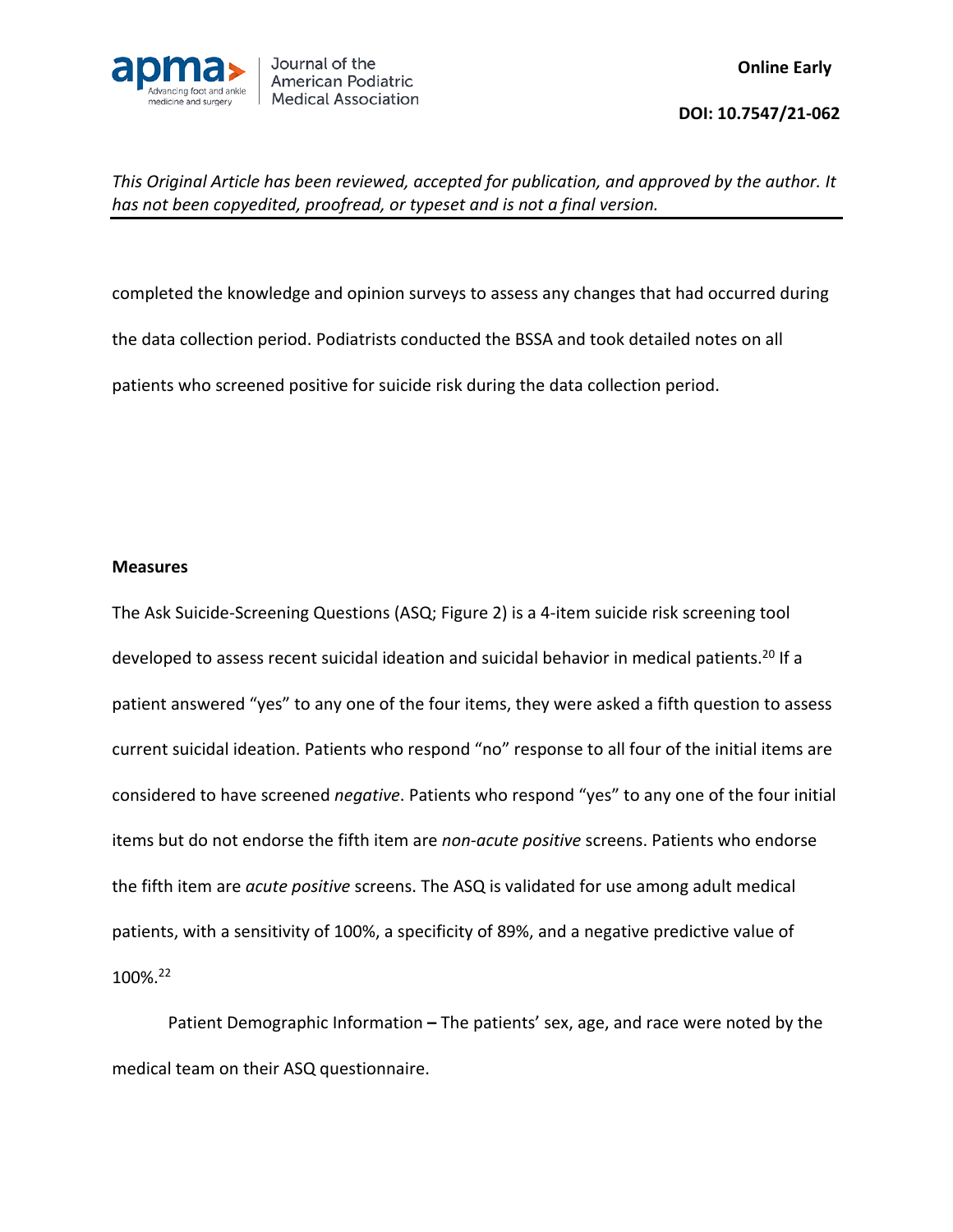completed the knowledge and opinion surveys to assess any changes that had occurred during the data collection period. Podiatrists conducted the BSSA and took detailed notes on all patients who screened positive for suicide risk during the data collection period.

**Measures**

The Ask Suicide-Screening Questions (ASQ; Figure 2) is a 4-item suicide risk screening tool developed to assess recent suicidal ideation and suicidal behavior in medical patients.[20] If a patient answered "yes" to any one of the four items, they were asked a fifth question to assess current suicidal ideation. Patients who respond "no" response to all four of the initial items are considered to have screened *negative*. Patients who respond "yes" to any one of the four initial items but do not endorse the fifth item are *non-acute positive* screens. Patients who endorse the fifth item are *acute positive* screens. The ASQ is validated for use among adult medical patients, with a sensitivity of 100%, a specificity of 89%, and a negative predictive value of 100%.[22]

Patient Demographic Information **–** The patients' sex, age, and race were noted by the medical team on their ASQ questionnaire.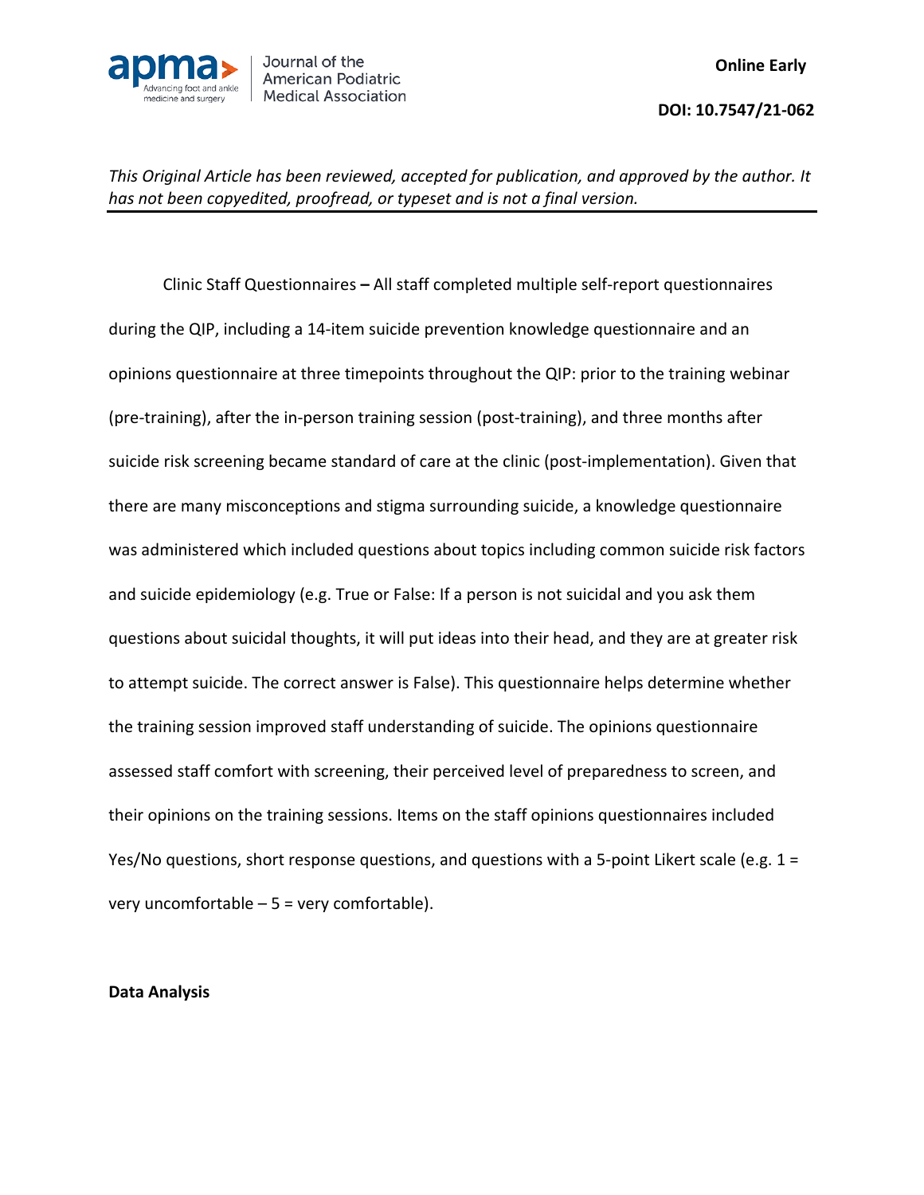Clinic Staff Questionnaires **–** All staff completed multiple self-report questionnaires during the QIP, including a 14-item suicide prevention knowledge questionnaire and an opinions questionnaire at three timepoints throughout the QIP: prior to the training webinar (pre-training), after the in-person training session (post-training), and three months after suicide risk screening became standard of care at the clinic (post-implementation). Given that there are many misconceptions and stigma surrounding suicide, a knowledge questionnaire was administered which included questions about topics including common suicide risk factors and suicide epidemiology (e.g. True or False: If a person is not suicidal and you ask them questions about suicidal thoughts, it will put ideas into their head, and they are at greater risk to attempt suicide. The correct answer is False). This questionnaire helps determine whether the training session improved staff understanding of suicide. The opinions questionnaire assessed staff comfort with screening, their perceived level of preparedness to screen, and their opinions on the training sessions. Items on the staff opinions questionnaires included Yes/No questions, short response questions, and questions with a 5-point Likert scale (e.g. 1 = very uncomfortable – 5 = very comfortable).

**Data Analysis**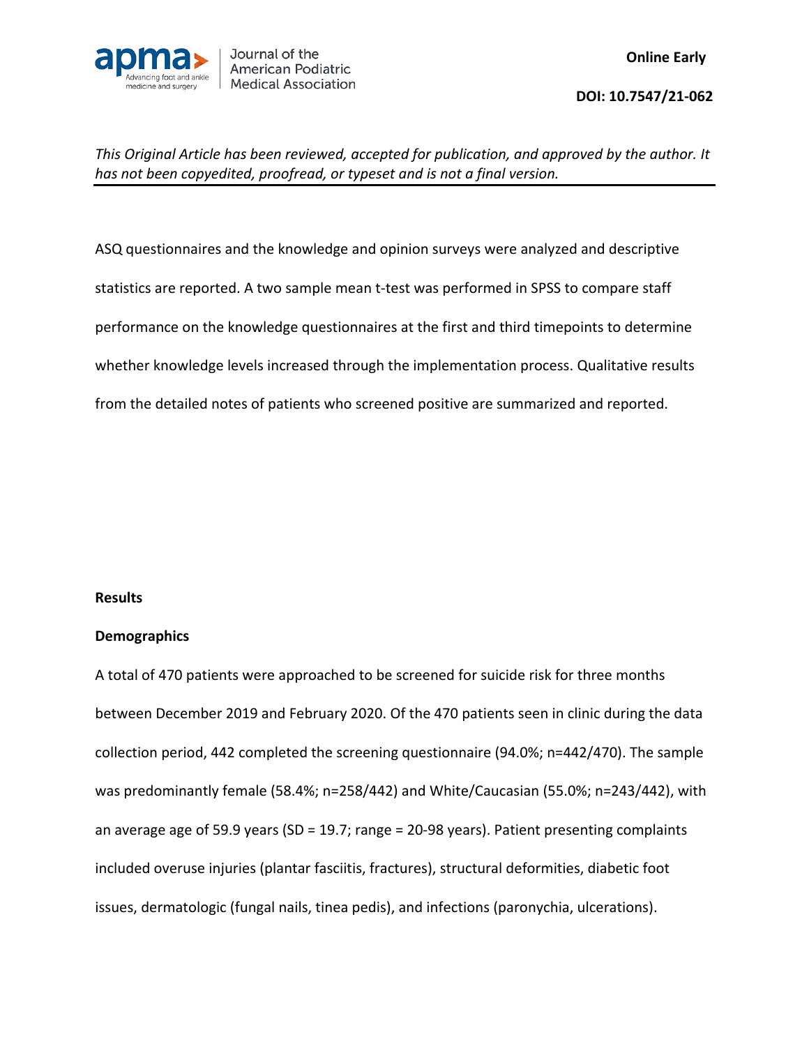ASQ questionnaires and the knowledge and opinion surveys were analyzed and descriptive statistics are reported. A two sample mean t-test was performed in SPSS to compare staff performance on the knowledge questionnaires at the first and third timepoints to determine whether knowledge levels increased through the implementation process. Qualitative results from the detailed notes of patients who screened positive are summarized and reported.

## Results

### Demographics

A total of 470 patients were approached to be screened for suicide risk for three months between December 2019 and February 2020. Of the 470 patients seen in clinic during the data collection period, 442 completed the screening questionnaire (94.0%; n=442/470). The sample was predominantly female (58.4%; n=258/442) and White/Caucasian (55.0%; n=243/442), with an average age of 59.9 years (SD = 19.7; range = 20-98 years). Patient presenting complaints included overuse injuries (plantar fasciitis, fractures), structural deformities, diabetic foot issues, dermatologic (fungal nails, tinea pedis), and infections (paronychia, ulcerations).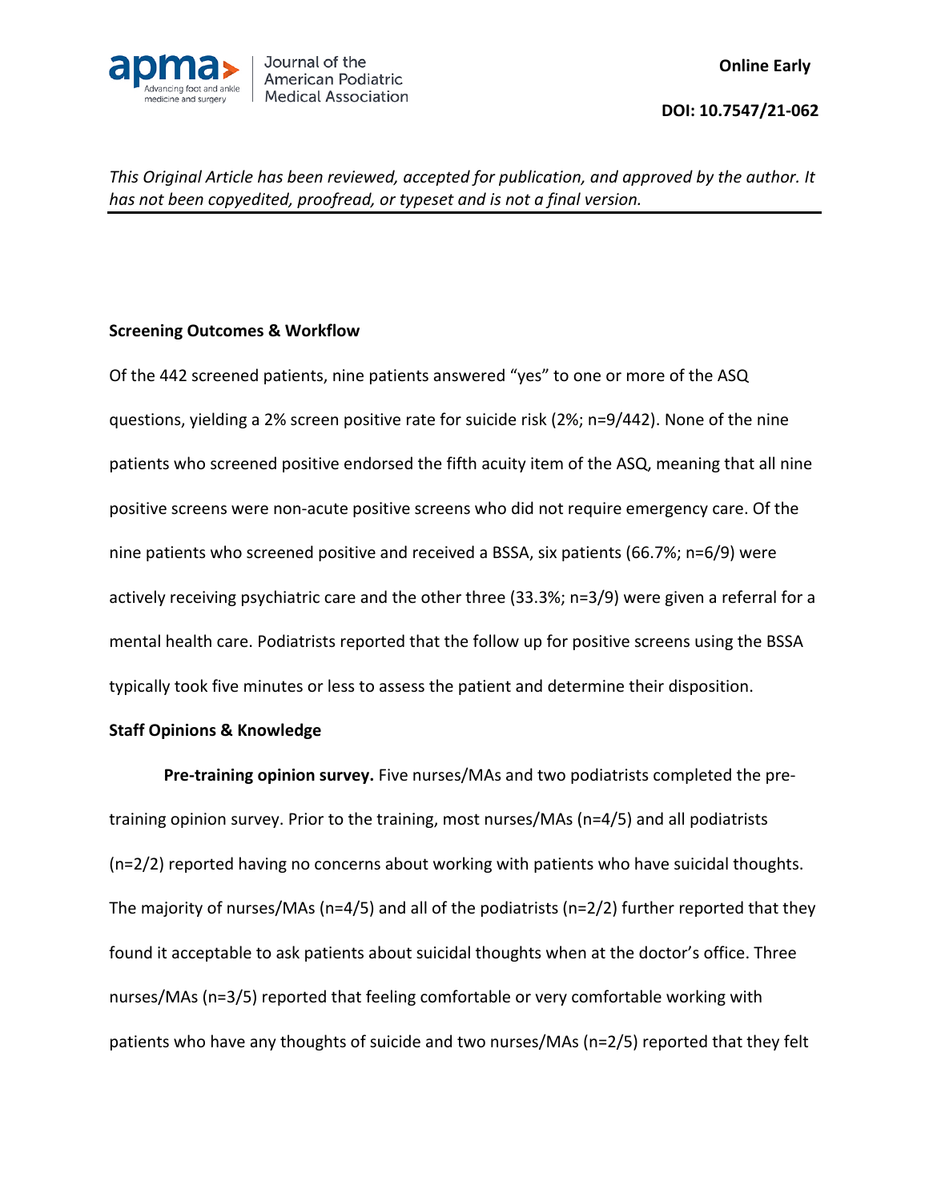**Screening Outcomes & Workflow**

Of the 442 screened patients, nine patients answered "yes" to one or more of the ASQ questions, yielding a 2% screen positive rate for suicide risk (2%; n=9/442). None of the nine patients who screened positive endorsed the fifth acuity item of the ASQ, meaning that all nine positive screens were non-acute positive screens who did not require emergency care. Of the nine patients who screened positive and received a BSSA, six patients (66.7%; n=6/9) were actively receiving psychiatric care and the other three (33.3%; n=3/9) were given a referral for a mental health care. Podiatrists reported that the follow up for positive screens using the BSSA typically took five minutes or less to assess the patient and determine their disposition.

**Staff Opinions & Knowledge**

**Pre-training opinion survey.** Five nurses/MAs and two podiatrists completed the pre-training opinion survey. Prior to the training, most nurses/MAs (n=4/5) and all podiatrists (n=2/2) reported having no concerns about working with patients who have suicidal thoughts. The majority of nurses/MAs (n=4/5) and all of the podiatrists (n=2/2) further reported that they found it acceptable to ask patients about suicidal thoughts when at the doctor's office. Three nurses/MAs (n=3/5) reported that feeling comfortable or very comfortable working with patients who have any thoughts of suicide and two nurses/MAs (n=2/5) reported that they felt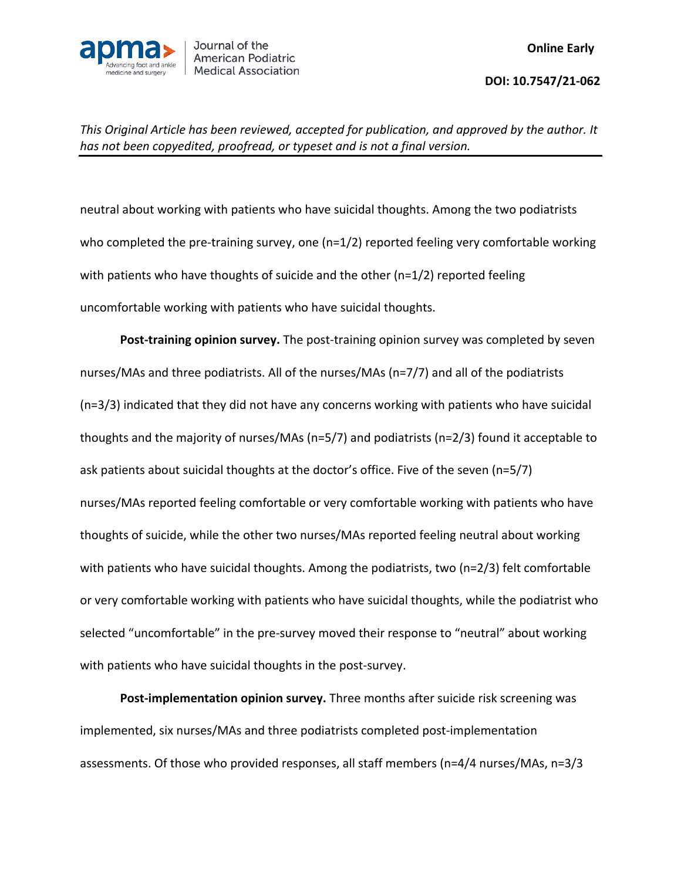neutral about working with patients who have suicidal thoughts. Among the two podiatrists who completed the pre-training survey, one (n=1/2) reported feeling very comfortable working with patients who have thoughts of suicide and the other (n=1/2) reported feeling uncomfortable working with patients who have suicidal thoughts.

**Post-training opinion survey.** The post-training opinion survey was completed by seven nurses/MAs and three podiatrists. All of the nurses/MAs (n=7/7) and all of the podiatrists (n=3/3) indicated that they did not have any concerns working with patients who have suicidal thoughts and the majority of nurses/MAs (n=5/7) and podiatrists (n=2/3) found it acceptable to ask patients about suicidal thoughts at the doctor's office. Five of the seven (n=5/7) nurses/MAs reported feeling comfortable or very comfortable working with patients who have thoughts of suicide, while the other two nurses/MAs reported feeling neutral about working with patients who have suicidal thoughts. Among the podiatrists, two (n=2/3) felt comfortable or very comfortable working with patients who have suicidal thoughts, while the podiatrist who selected "uncomfortable" in the pre-survey moved their response to "neutral" about working with patients who have suicidal thoughts in the post-survey.

**Post-implementation opinion survey.** Three months after suicide risk screening was implemented, six nurses/MAs and three podiatrists completed post-implementation assessments. Of those who provided responses, all staff members (n=4/4 nurses/MAs, n=3/3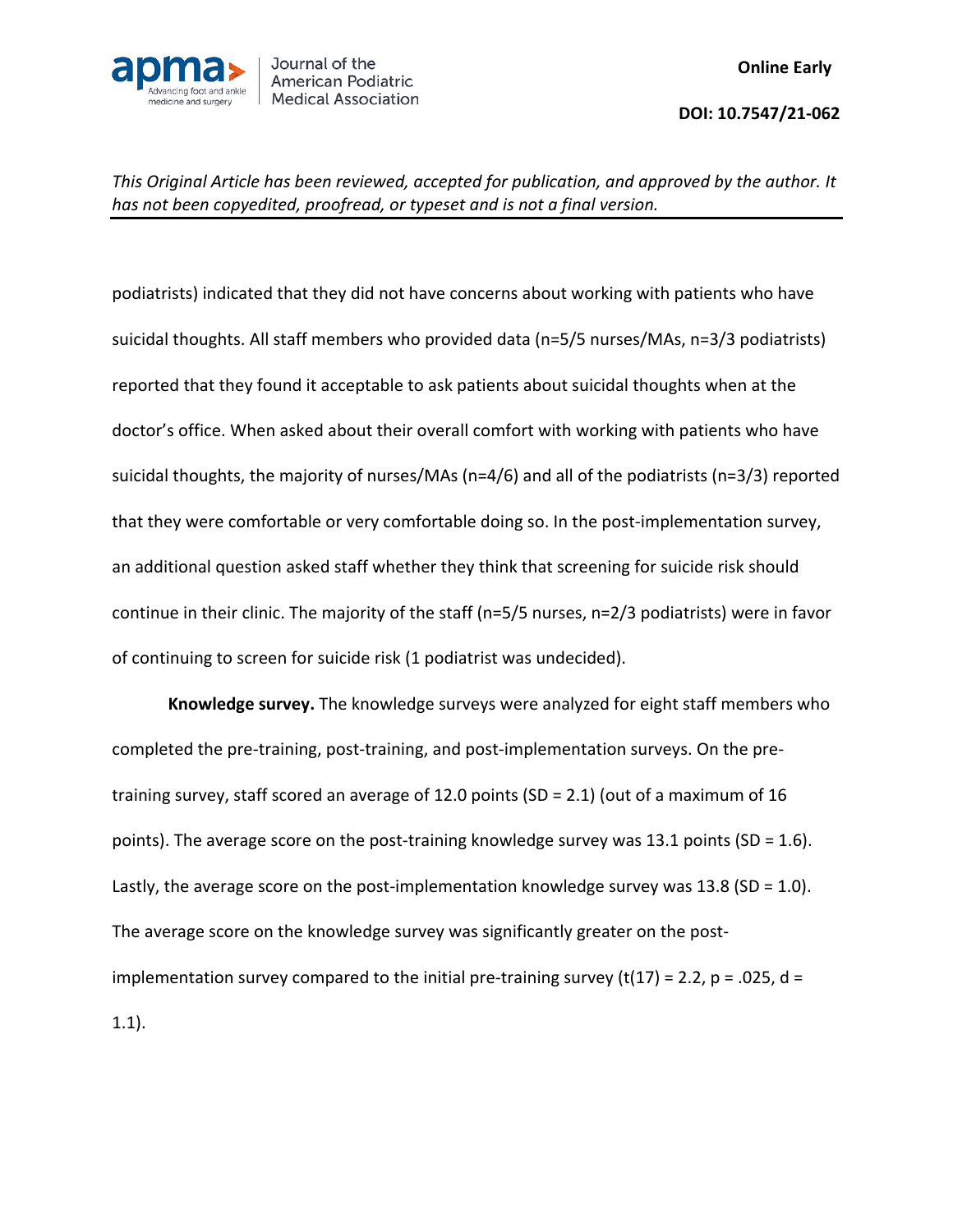podiatrists) indicated that they did not have concerns about working with patients who have suicidal thoughts. All staff members who provided data (n=5/5 nurses/MAs, n=3/3 podiatrists) reported that they found it acceptable to ask patients about suicidal thoughts when at the doctor's office. When asked about their overall comfort with working with patients who have suicidal thoughts, the majority of nurses/MAs (n=4/6) and all of the podiatrists (n=3/3) reported that they were comfortable or very comfortable doing so. In the post-implementation survey, an additional question asked staff whether they think that screening for suicide risk should continue in their clinic. The majority of the staff (n=5/5 nurses, n=2/3 podiatrists) were in favor of continuing to screen for suicide risk (1 podiatrist was undecided).

**Knowledge survey.** The knowledge surveys were analyzed for eight staff members who completed the pre-training, post-training, and post-implementation surveys. On the pre-training survey, staff scored an average of 12.0 points (SD = 2.1) (out of a maximum of 16 points). The average score on the post-training knowledge survey was 13.1 points (SD = 1.6). Lastly, the average score on the post-implementation knowledge survey was 13.8 (SD = 1.0). The average score on the knowledge survey was significantly greater on the post-implementation survey compared to the initial pre-training survey ($t(17) = 2.2$, $p = .025$, $d = 1.1$).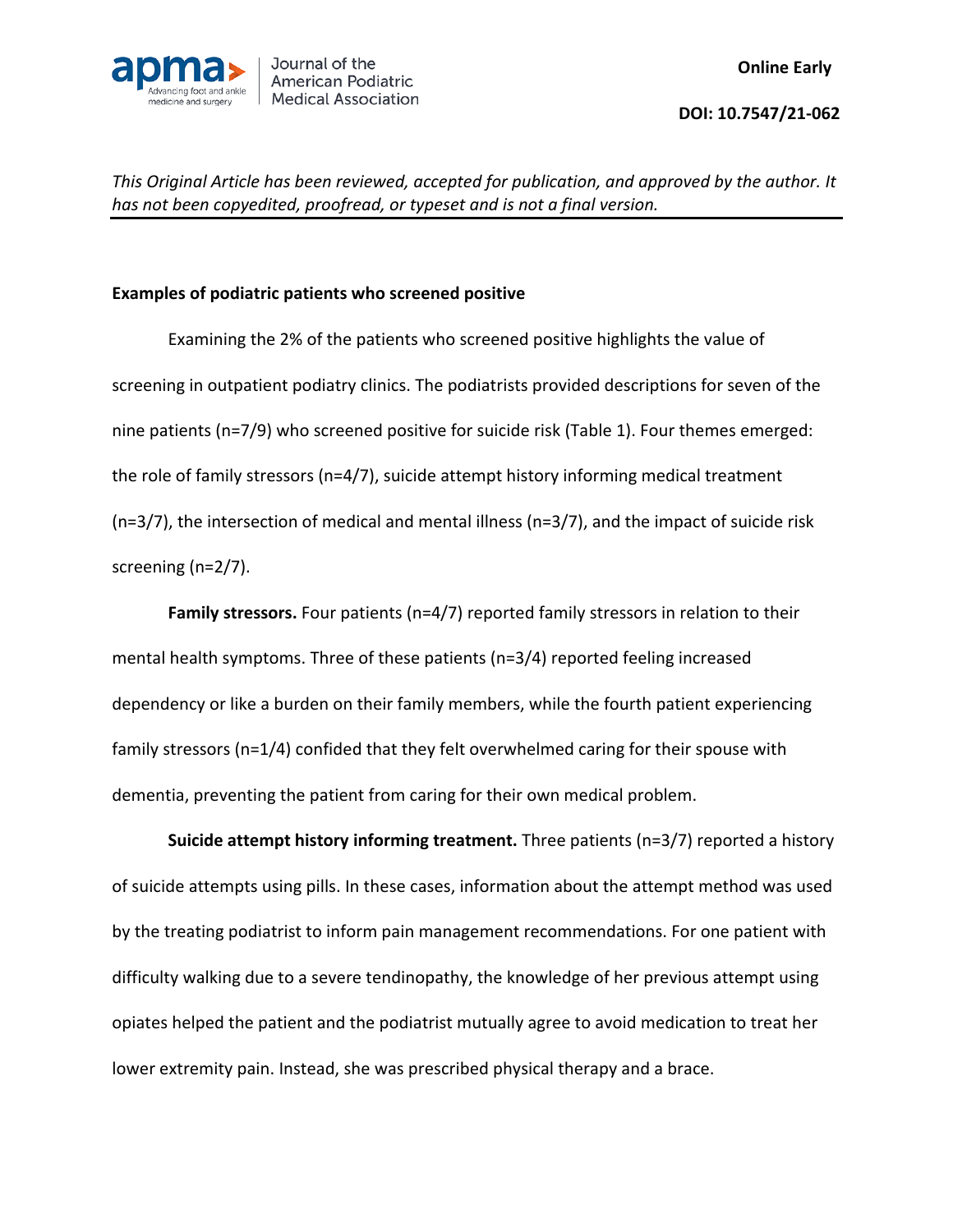**Examples of podiatric patients who screened positive**

Examining the 2% of the patients who screened positive highlights the value of screening in outpatient podiatry clinics. The podiatrists provided descriptions for seven of the nine patients (n=7/9) who screened positive for suicide risk (Table 1). Four themes emerged: the role of family stressors (n=4/7), suicide attempt history informing medical treatment (n=3/7), the intersection of medical and mental illness (n=3/7), and the impact of suicide risk screening (n=2/7).

**Family stressors.** Four patients (n=4/7) reported family stressors in relation to their mental health symptoms. Three of these patients (n=3/4) reported feeling increased dependency or like a burden on their family members, while the fourth patient experiencing family stressors (n=1/4) confided that they felt overwhelmed caring for their spouse with dementia, preventing the patient from caring for their own medical problem.

**Suicide attempt history informing treatment.** Three patients (n=3/7) reported a history of suicide attempts using pills. In these cases, information about the attempt method was used by the treating podiatrist to inform pain management recommendations. For one patient with difficulty walking due to a severe tendinopathy, the knowledge of her previous attempt using opiates helped the patient and the podiatrist mutually agree to avoid medication to treat her lower extremity pain. Instead, she was prescribed physical therapy and a brace.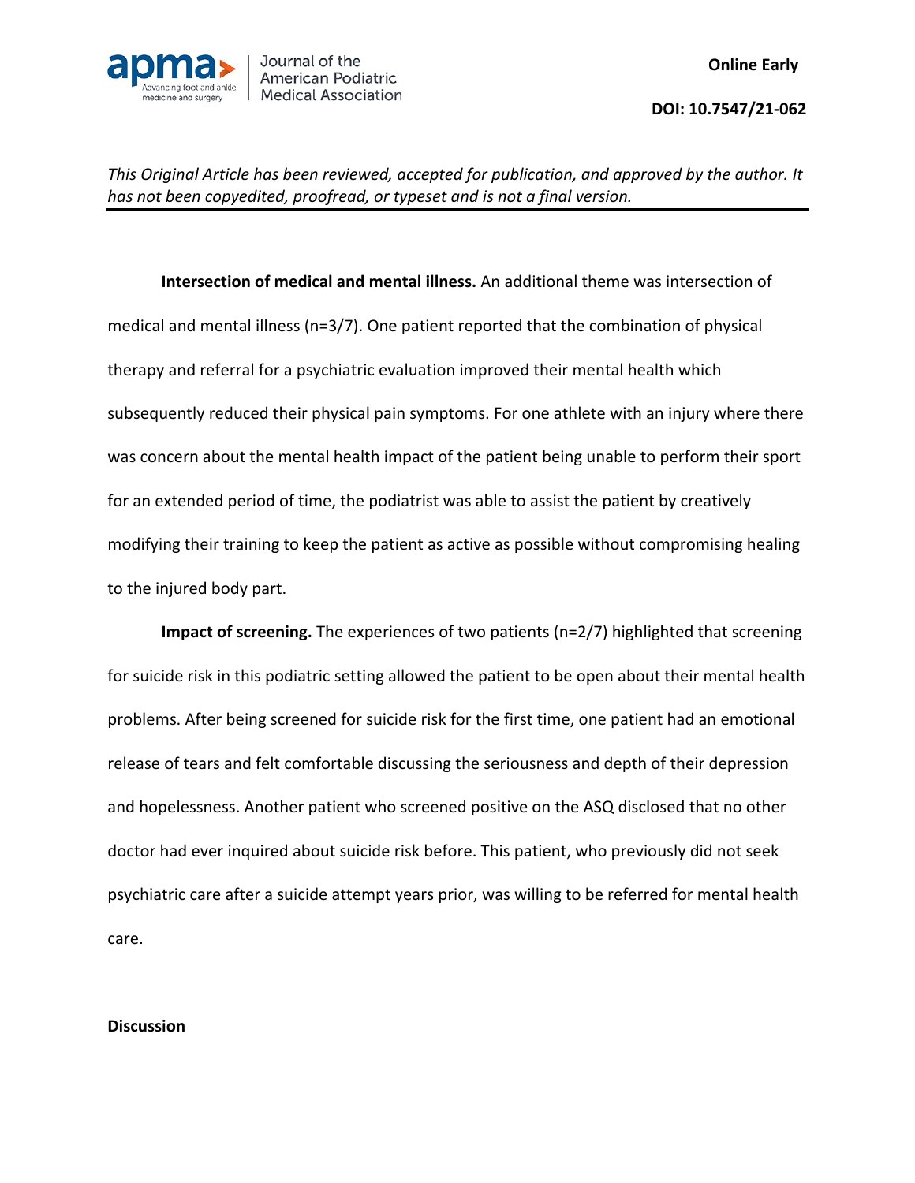**Intersection of medical and mental illness.** An additional theme was intersection of medical and mental illness (n=3/7). One patient reported that the combination of physical therapy and referral for a psychiatric evaluation improved their mental health which subsequently reduced their physical pain symptoms. For one athlete with an injury where there was concern about the mental health impact of the patient being unable to perform their sport for an extended period of time, the podiatrist was able to assist the patient by creatively modifying their training to keep the patient as active as possible without compromising healing to the injured body part.

**Impact of screening.** The experiences of two patients (n=2/7) highlighted that screening for suicide risk in this podiatric setting allowed the patient to be open about their mental health problems. After being screened for suicide risk for the first time, one patient had an emotional release of tears and felt comfortable discussing the seriousness and depth of their depression and hopelessness. Another patient who screened positive on the ASQ disclosed that no other doctor had ever inquired about suicide risk before. This patient, who previously did not seek psychiatric care after a suicide attempt years prior, was willing to be referred for mental health care.

## Discussion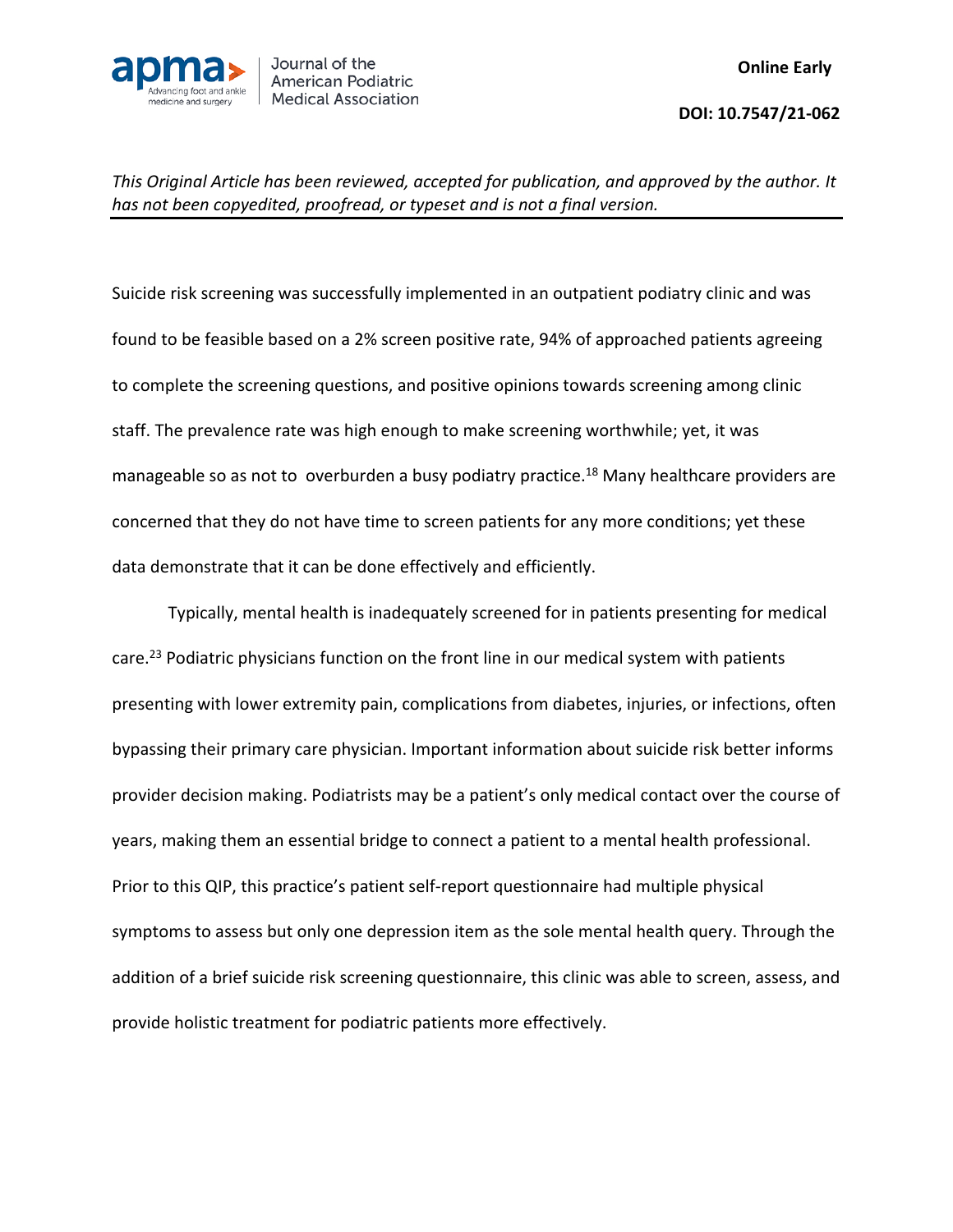Suicide risk screening was successfully implemented in an outpatient podiatry clinic and was found to be feasible based on a 2% screen positive rate, 94% of approached patients agreeing to complete the screening questions, and positive opinions towards screening among clinic staff. The prevalence rate was high enough to make screening worthwhile; yet, it was manageable so as not to overburden a busy podiatry practice.[18] Many healthcare providers are concerned that they do not have time to screen patients for any more conditions; yet these data demonstrate that it can be done effectively and efficiently.

Typically, mental health is inadequately screened for in patients presenting for medical care.[23] Podiatric physicians function on the front line in our medical system with patients presenting with lower extremity pain, complications from diabetes, injuries, or infections, often bypassing their primary care physician. Important information about suicide risk better informs provider decision making. Podiatrists may be a patient's only medical contact over the course of years, making them an essential bridge to connect a patient to a mental health professional. Prior to this QIP, this practice's patient self-report questionnaire had multiple physical symptoms to assess but only one depression item as the sole mental health query. Through the addition of a brief suicide risk screening questionnaire, this clinic was able to screen, assess, and provide holistic treatment for podiatric patients more effectively.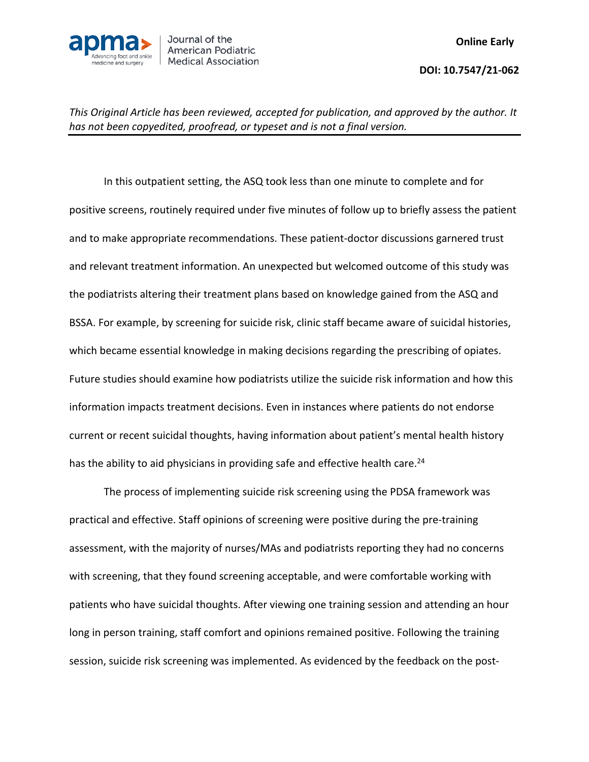In this outpatient setting, the ASQ took less than one minute to complete and for positive screens, routinely required under five minutes of follow up to briefly assess the patient and to make appropriate recommendations. These patient-doctor discussions garnered trust and relevant treatment information. An unexpected but welcomed outcome of this study was the podiatrists altering their treatment plans based on knowledge gained from the ASQ and BSSA. For example, by screening for suicide risk, clinic staff became aware of suicidal histories, which became essential knowledge in making decisions regarding the prescribing of opiates. Future studies should examine how podiatrists utilize the suicide risk information and how this information impacts treatment decisions. Even in instances where patients do not endorse current or recent suicidal thoughts, having information about patient's mental health history has the ability to aid physicians in providing safe and effective health care.[24]

The process of implementing suicide risk screening using the PDSA framework was practical and effective. Staff opinions of screening were positive during the pre-training assessment, with the majority of nurses/MAs and podiatrists reporting they had no concerns with screening, that they found screening acceptable, and were comfortable working with patients who have suicidal thoughts. After viewing one training session and attending an hour long in person training, staff comfort and opinions remained positive. Following the training session, suicide risk screening was implemented. As evidenced by the feedback on the post-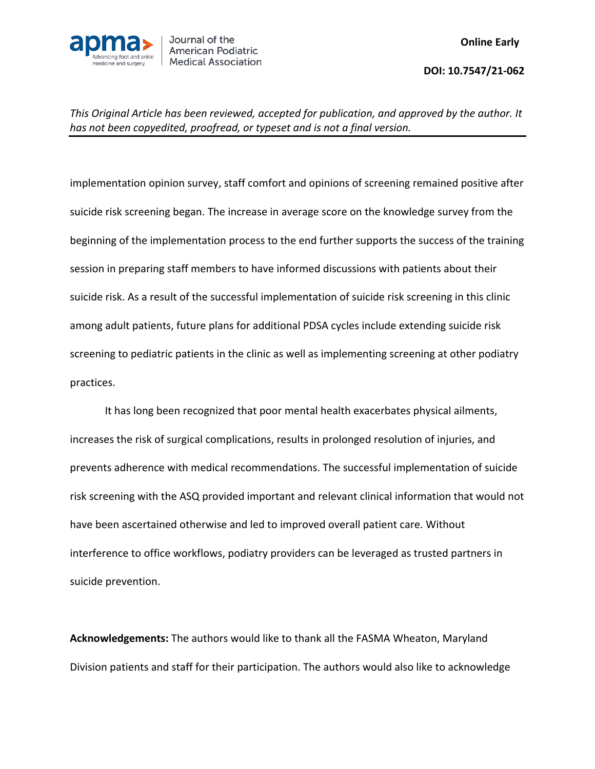implementation opinion survey, staff comfort and opinions of screening remained positive after suicide risk screening began. The increase in average score on the knowledge survey from the beginning of the implementation process to the end further supports the success of the training session in preparing staff members to have informed discussions with patients about their suicide risk. As a result of the successful implementation of suicide risk screening in this clinic among adult patients, future plans for additional PDSA cycles include extending suicide risk screening to pediatric patients in the clinic as well as implementing screening at other podiatry practices.

It has long been recognized that poor mental health exacerbates physical ailments, increases the risk of surgical complications, results in prolonged resolution of injuries, and prevents adherence with medical recommendations. The successful implementation of suicide risk screening with the ASQ provided important and relevant clinical information that would not have been ascertained otherwise and led to improved overall patient care. Without interference to office workflows, podiatry providers can be leveraged as trusted partners in suicide prevention.

**Acknowledgements:** The authors would like to thank all the FASMA Wheaton, Maryland Division patients and staff for their participation. The authors would also like to acknowledge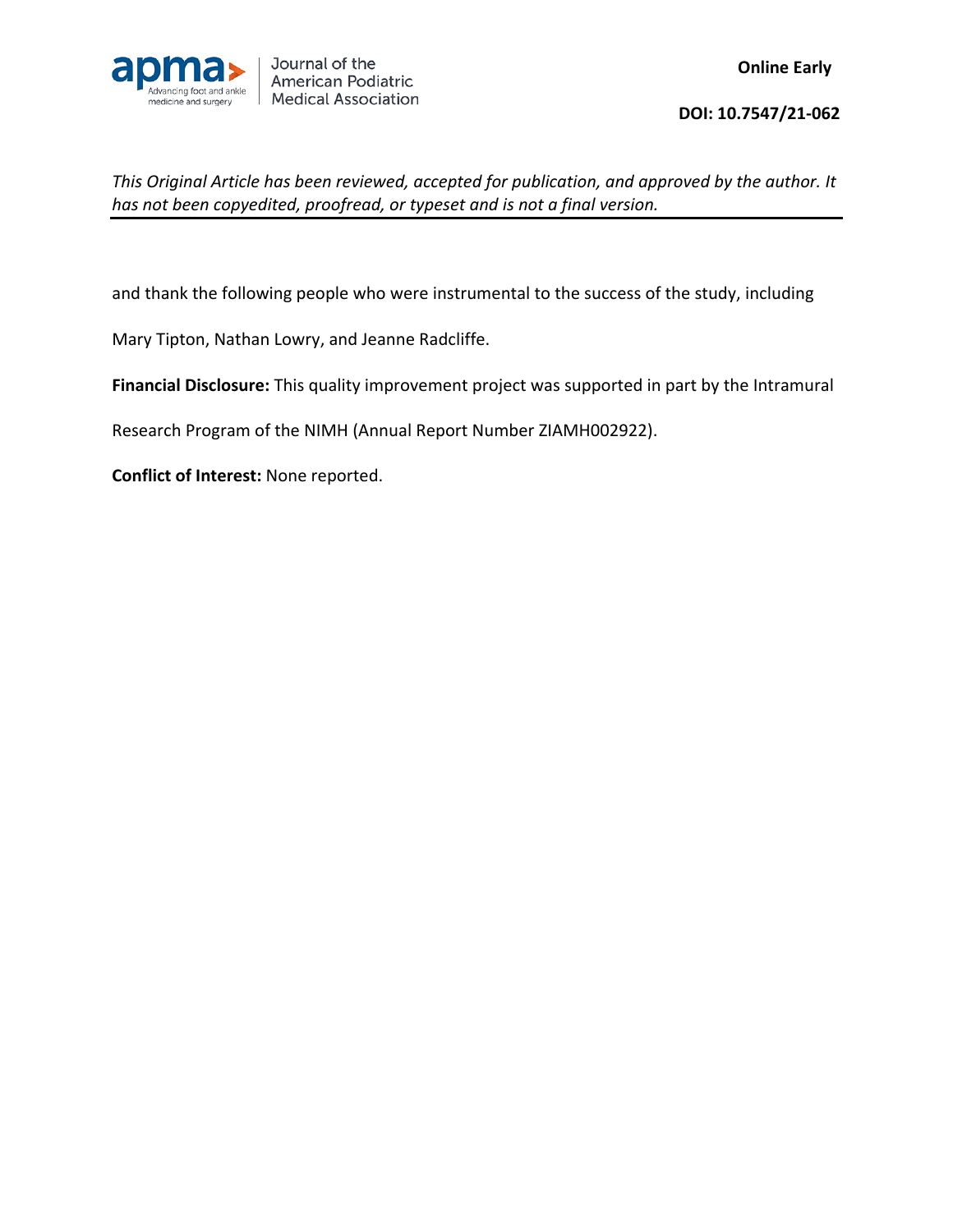and thank the following people who were instrumental to the success of the study, including Mary Tipton, Nathan Lowry, and Jeanne Radcliffe.

**Financial Disclosure:** This quality improvement project was supported in part by the Intramural Research Program of the NIMH (Annual Report Number ZIAMH002922).

**Conflict of Interest:** None reported.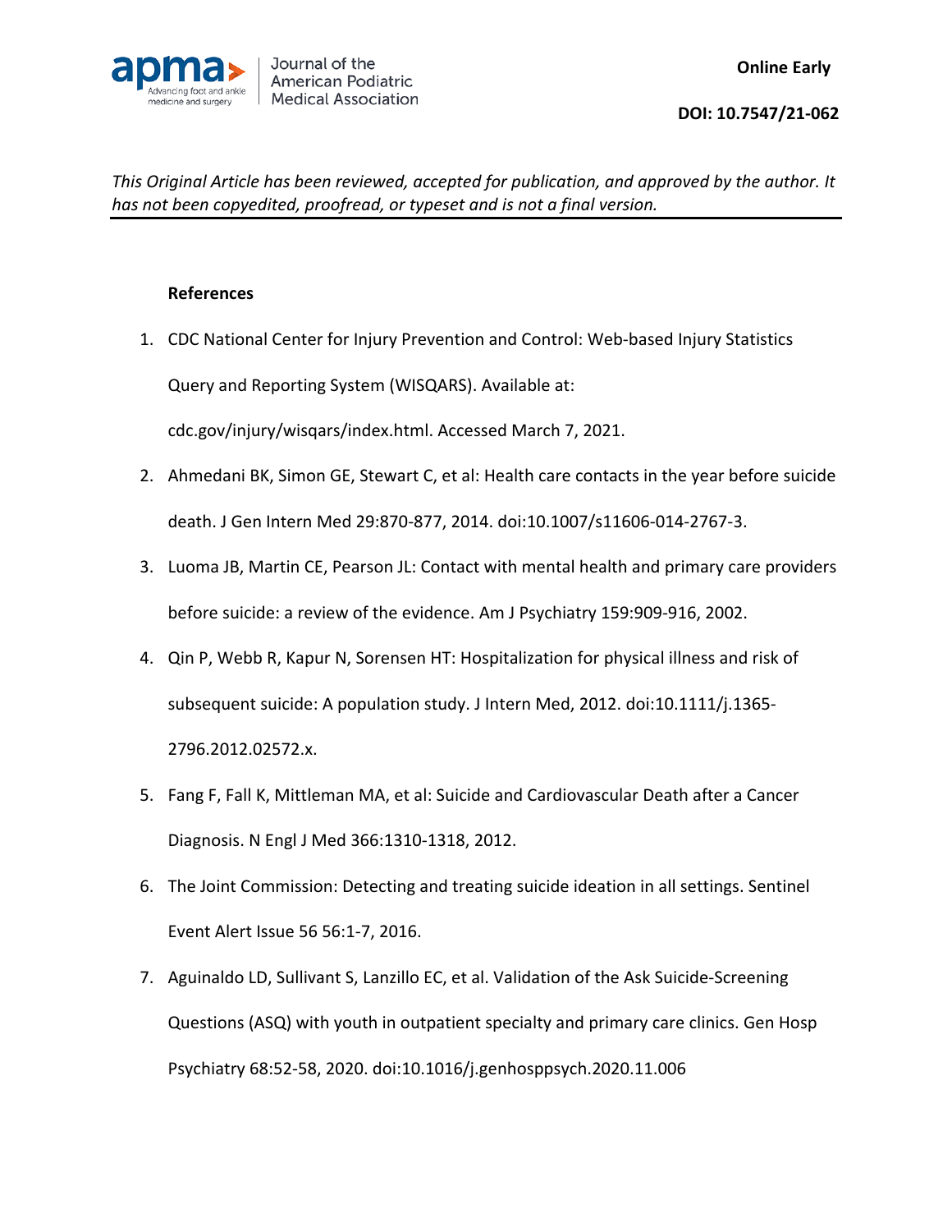**References**

1. CDC National Center for Injury Prevention and Control: Web-based Injury Statistics Query and Reporting System (WISQARS). Available at: cdc.gov/injury/wisqars/index.html. Accessed March 7, 2021.
2. Ahmedani BK, Simon GE, Stewart C, et al: Health care contacts in the year before suicide death. J Gen Intern Med 29:870-877, 2014. doi:10.1007/s11606-014-2767-3.
3. Luoma JB, Martin CE, Pearson JL: Contact with mental health and primary care providers before suicide: a review of the evidence. Am J Psychiatry 159:909-916, 2002.
4. Qin P, Webb R, Kapur N, Sorensen HT: Hospitalization for physical illness and risk of subsequent suicide: A population study. J Intern Med, 2012. doi:10.1111/j.1365-2796.2012.02572.x.
5. Fang F, Fall K, Mittleman MA, et al: Suicide and Cardiovascular Death after a Cancer Diagnosis. N Engl J Med 366:1310-1318, 2012.
6. The Joint Commission: Detecting and treating suicide ideation in all settings. Sentinel Event Alert Issue 56 56:1-7, 2016.
7. Aguinaldo LD, Sullivant S, Lanzillo EC, et al. Validation of the Ask Suicide-Screening Questions (ASQ) with youth in outpatient specialty and primary care clinics. Gen Hosp Psychiatry 68:52-58, 2020. doi:10.1016/j.genhosppsych.2020.11.006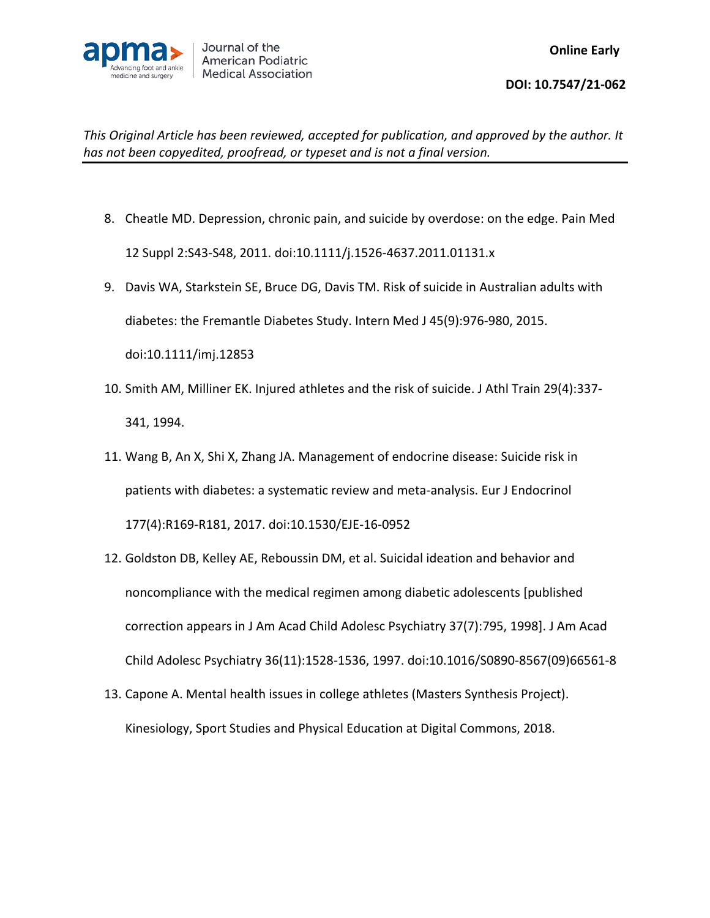8. Cheatle MD. Depression, chronic pain, and suicide by overdose: on the edge. Pain Med 12 Suppl 2:S43-S48, 2011. doi:10.1111/j.1526-4637.2011.01131.x
9. Davis WA, Starkstein SE, Bruce DG, Davis TM. Risk of suicide in Australian adults with diabetes: the Fremantle Diabetes Study. Intern Med J 45(9):976-980, 2015. doi:10.1111/imj.12853
10. Smith AM, Milliner EK. Injured athletes and the risk of suicide. J Athl Train 29(4):337-341, 1994.
11. Wang B, An X, Shi X, Zhang JA. Management of endocrine disease: Suicide risk in patients with diabetes: a systematic review and meta-analysis. Eur J Endocrinol 177(4):R169-R181, 2017. doi:10.1530/EJE-16-0952
12. Goldston DB, Kelley AE, Reboussin DM, et al. Suicidal ideation and behavior and noncompliance with the medical regimen among diabetic adolescents [published correction appears in J Am Acad Child Adolesc Psychiatry 37(7):795, 1998]. J Am Acad Child Adolesc Psychiatry 36(11):1528-1536, 1997. doi:10.1016/S0890-8567(09)66561-8
13. Capone A. Mental health issues in college athletes (Masters Synthesis Project). Kinesiology, Sport Studies and Physical Education at Digital Commons, 2018.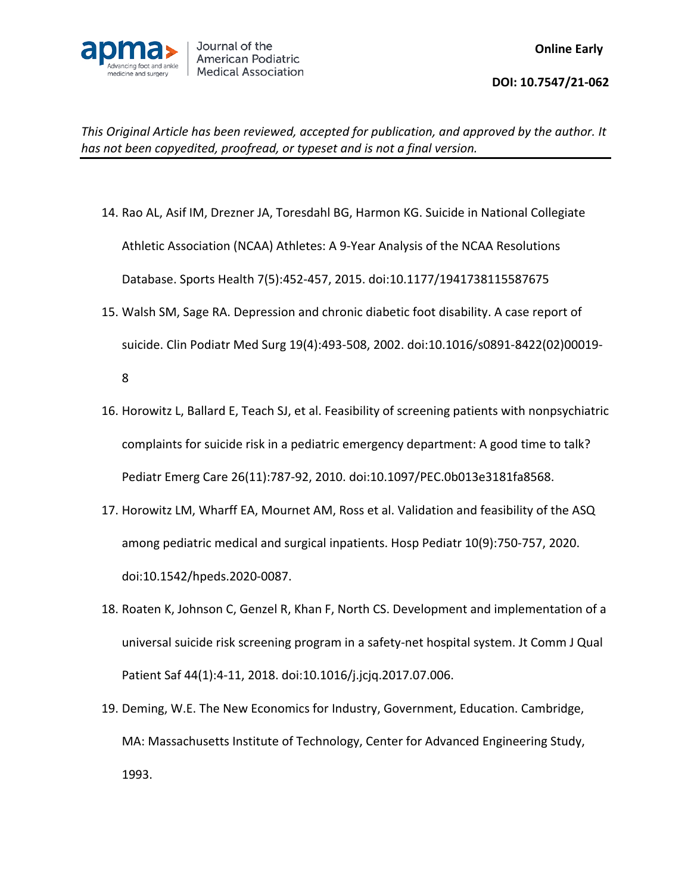14. Rao AL, Asif IM, Drezner JA, Toresdahl BG, Harmon KG. Suicide in National Collegiate Athletic Association (NCAA) Athletes: A 9-Year Analysis of the NCAA Resolutions Database. Sports Health 7(5):452-457, 2015. doi:10.1177/1941738115587675
15. Walsh SM, Sage RA. Depression and chronic diabetic foot disability. A case report of suicide. Clin Podiatr Med Surg 19(4):493-508, 2002. doi:10.1016/s0891-8422(02)00019-8
16. Horowitz L, Ballard E, Teach SJ, et al. Feasibility of screening patients with nonpsychiatric complaints for suicide risk in a pediatric emergency department: A good time to talk? Pediatr Emerg Care 26(11):787-92, 2010. doi:10.1097/PEC.0b013e3181fa8568.
17. Horowitz LM, Wharff EA, Mournet AM, Ross et al. Validation and feasibility of the ASQ among pediatric medical and surgical inpatients. Hosp Pediatr 10(9):750-757, 2020. doi:10.1542/hpeds.2020-0087.
18. Roaten K, Johnson C, Genzel R, Khan F, North CS. Development and implementation of a universal suicide risk screening program in a safety-net hospital system. Jt Comm J Qual Patient Saf 44(1):4-11, 2018. doi:10.1016/j.jcjq.2017.07.006.
19. Deming, W.E. The New Economics for Industry, Government, Education. Cambridge, MA: Massachusetts Institute of Technology, Center for Advanced Engineering Study, 1993.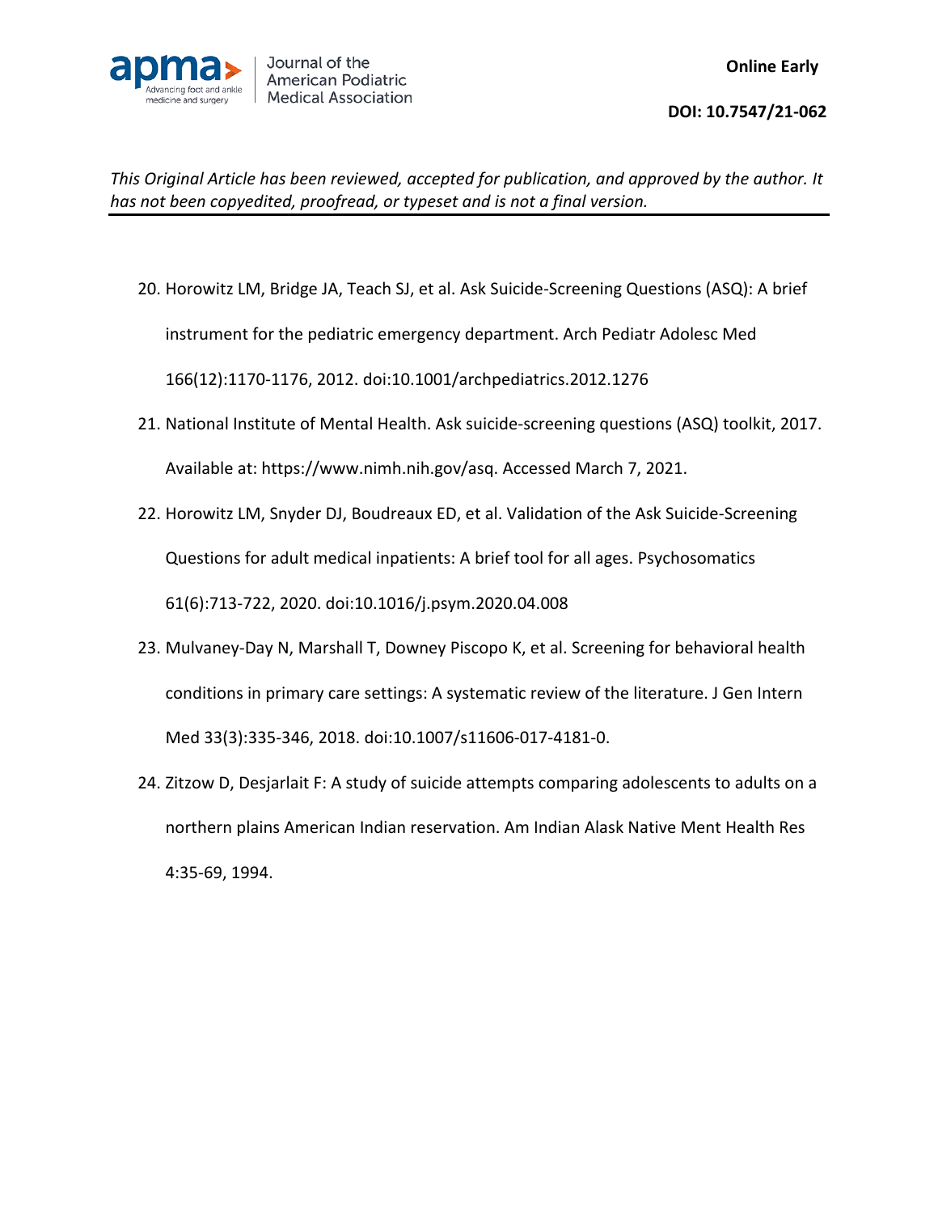20. Horowitz LM, Bridge JA, Teach SJ, et al. Ask Suicide-Screening Questions (ASQ): A brief instrument for the pediatric emergency department. Arch Pediatr Adolesc Med 166(12):1170-1176, 2012. doi:10.1001/archpediatrics.2012.1276
21. National Institute of Mental Health. Ask suicide-screening questions (ASQ) toolkit, 2017. Available at: https://www.nimh.nih.gov/asq. Accessed March 7, 2021.
22. Horowitz LM, Snyder DJ, Boudreaux ED, et al. Validation of the Ask Suicide-Screening Questions for adult medical inpatients: A brief tool for all ages. Psychosomatics 61(6):713-722, 2020. doi:10.1016/j.psym.2020.04.008
23. Mulvaney-Day N, Marshall T, Downey Piscopo K, et al. Screening for behavioral health conditions in primary care settings: A systematic review of the literature. J Gen Intern Med 33(3):335-346, 2018. doi:10.1007/s11606-017-4181-0.
24. Zitzow D, Desjarlait F: A study of suicide attempts comparing adolescents to adults on a northern plains American Indian reservation. Am Indian Alask Native Ment Health Res 4:35-69, 1994.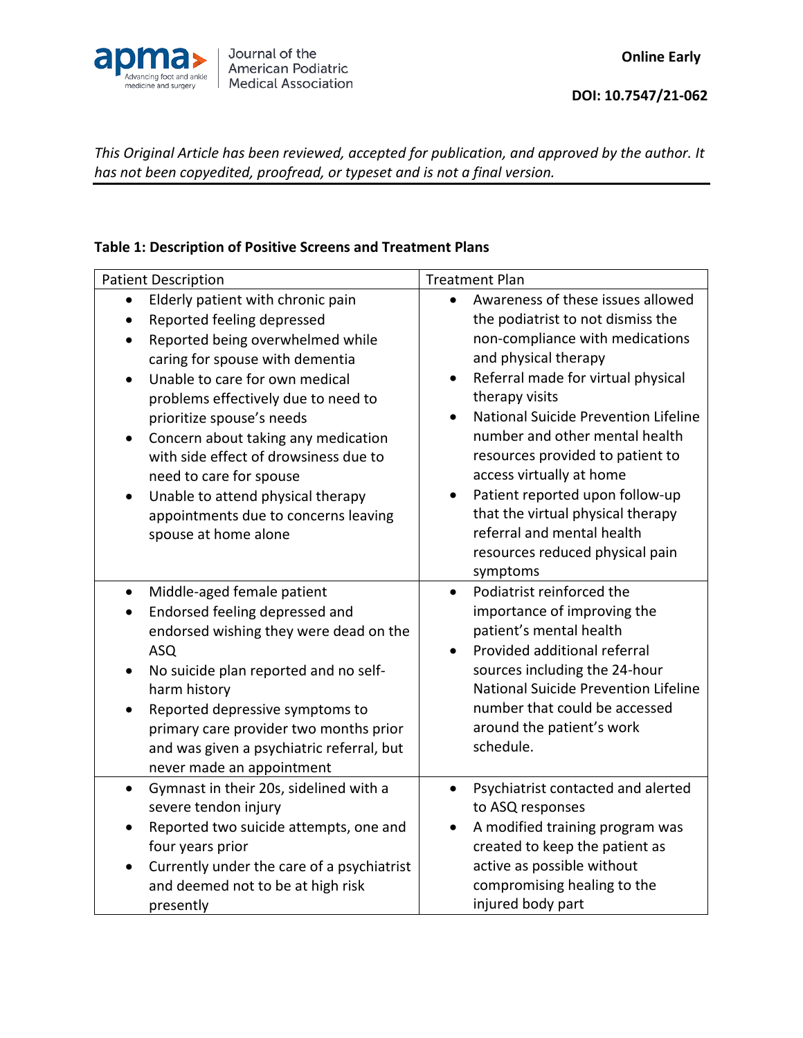*This Original Article has been reviewed, accepted for publication, and approved by the author. It has not been copyedited, proofread, or typeset and is not a final version.*

**Table 1: Description of Positive Screens and Treatment Plans**

| Patient Description | Treatment Plan |
|---|---|
| • Elderly patient with chronic pain<br>• Reported feeling depressed<br>• Reported being overwhelmed while caring for spouse with dementia<br>• Unable to care for own medical problems effectively due to need to prioritize spouse's needs<br>• Concern about taking any medication with side effect of drowsiness due to need to care for spouse<br>• Unable to attend physical therapy appointments due to concerns leaving spouse at home alone | • Awareness of these issues allowed the podiatrist to not dismiss the non-compliance with medications and physical therapy<br>• Referral made for virtual physical therapy visits<br>• National Suicide Prevention Lifeline number and other mental health resources provided to patient to access virtually at home<br>• Patient reported upon follow-up that the virtual physical therapy referral and mental health resources reduced physical pain symptoms |
| • Middle-aged female patient<br>• Endorsed feeling depressed and endorsed wishing they were dead on the ASQ<br>• No suicide plan reported and no self-harm history<br>• Reported depressive symptoms to primary care provider two months prior and was given a psychiatric referral, but never made an appointment | • Podiatrist reinforced the importance of improving the patient's mental health<br>• Provided additional referral sources including the 24-hour National Suicide Prevention Lifeline number that could be accessed around the patient's work schedule. |
| • Gymnast in their 20s, sidelined with a severe tendon injury<br>• Reported two suicide attempts, one and four years prior<br>• Currently under the care of a psychiatrist and deemed not to be at high risk presently | • Psychiatrist contacted and alerted to ASQ responses<br>• A modified training program was created to keep the patient as active as possible without compromising healing to the injured body part |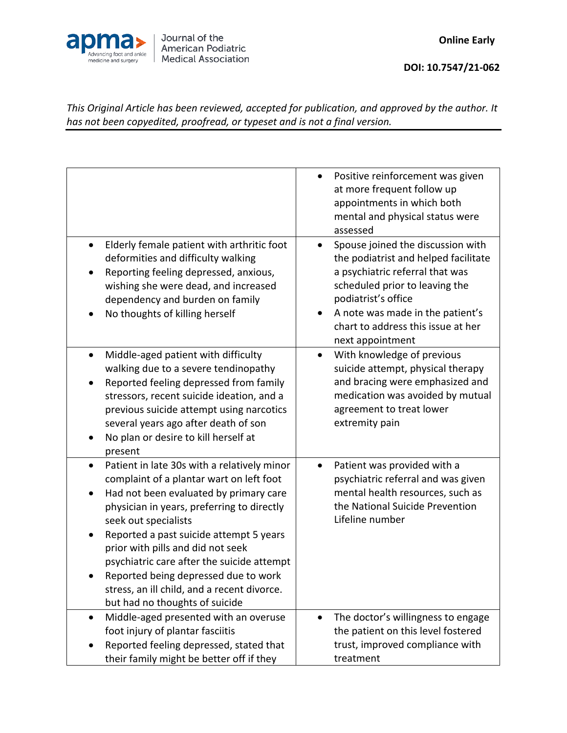|  |  |
|---|---|
|  | • Positive reinforcement was given at more frequent follow up appointments in which both mental and physical status were assessed |
| • Elderly female patient with arthritic foot deformities and difficulty walking<br>• Reporting feeling depressed, anxious, wishing she were dead, and increased dependency and burden on family<br>• No thoughts of killing herself | • Spouse joined the discussion with the podiatrist and helped facilitate a psychiatric referral that was scheduled prior to leaving the podiatrist's office<br>• A note was made in the patient's chart to address this issue at her next appointment |
| • Middle-aged patient with difficulty walking due to a severe tendinopathy<br>• Reported feeling depressed from family stressors, recent suicide ideation, and a previous suicide attempt using narcotics several years ago after death of son<br>• No plan or desire to kill herself at present | • With knowledge of previous suicide attempt, physical therapy and bracing were emphasized and medication was avoided by mutual agreement to treat lower extremity pain |
| • Patient in late 30s with a relatively minor complaint of a plantar wart on left foot<br>• Had not been evaluated by primary care physician in years, preferring to directly seek out specialists<br>• Reported a past suicide attempt 5 years prior with pills and did not seek psychiatric care after the suicide attempt<br>• Reported being depressed due to work stress, an ill child, and a recent divorce. but had no thoughts of suicide | • Patient was provided with a psychiatric referral and was given mental health resources, such as the National Suicide Prevention Lifeline number |
| • Middle-aged presented with an overuse foot injury of plantar fasciitis<br>• Reported feeling depressed, stated that their family might be better off if they | • The doctor's willingness to engage the patient on this level fostered trust, improved compliance with treatment |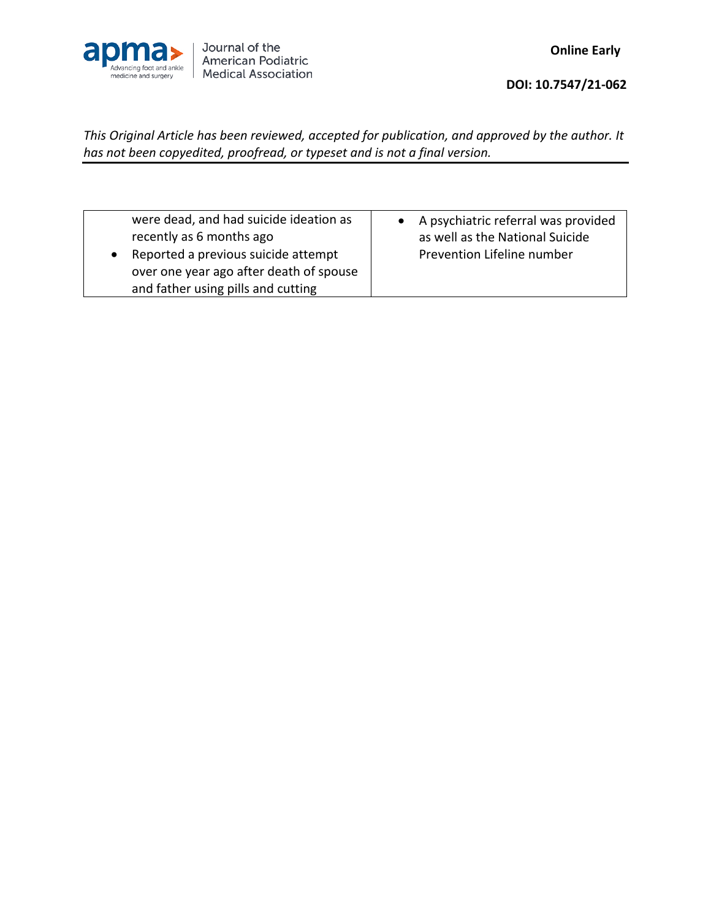| | |
|---|---|
| were dead, and had suicide ideation as recently as 6 months ago<br>• Reported a previous suicide attempt over one year ago after death of spouse and father using pills and cutting | • A psychiatric referral was provided as well as the National Suicide Prevention Lifeline number |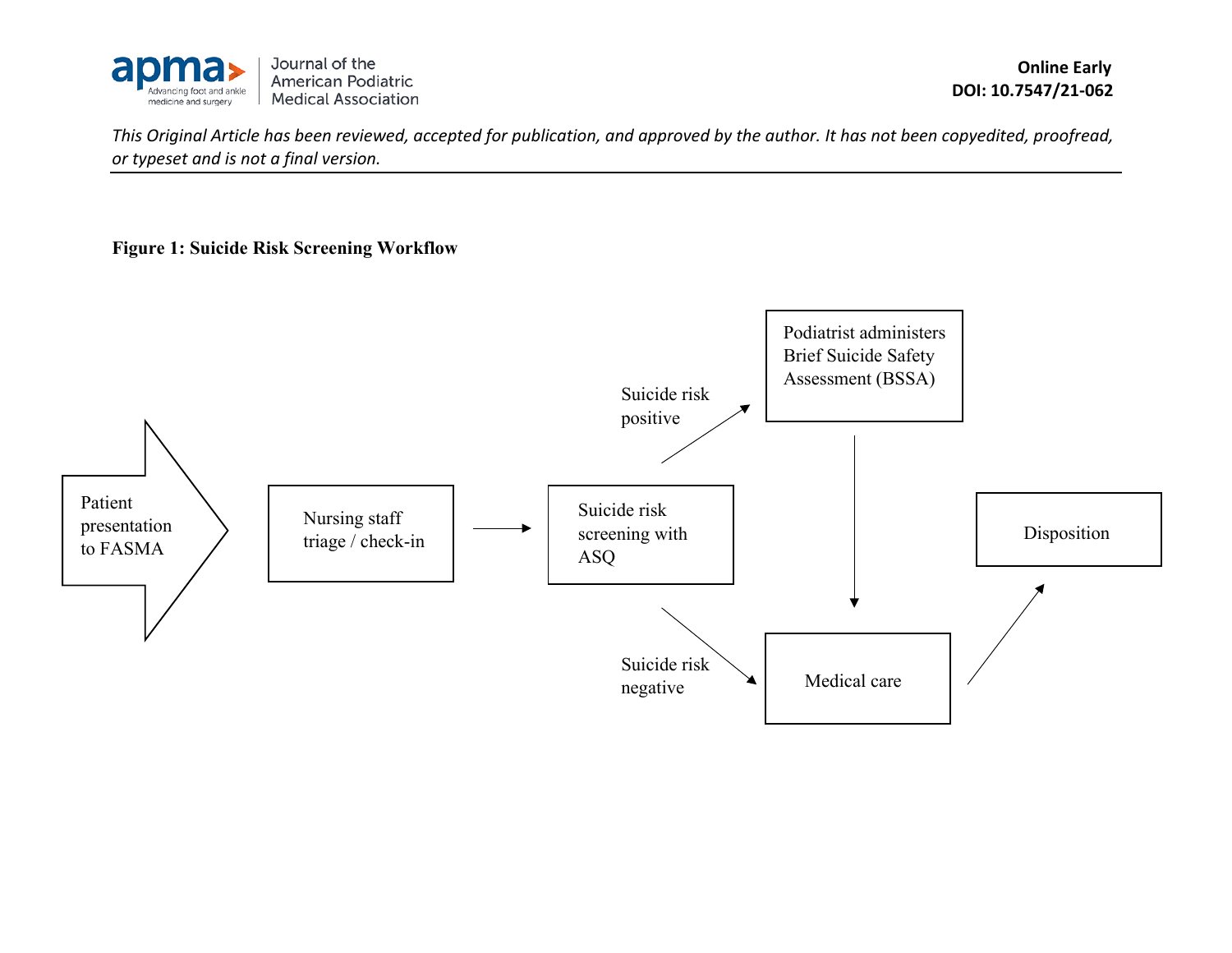**Figure 1: Suicide Risk Screening Workflow**

Patient presentation to FASMA

Nursing staff triage / check-in

Suicide risk screening with ASQ

Suicide risk positive

Podiatrist administers Brief Suicide Safety Assessment (BSSA)

Suicide risk negative

Medical care

Disposition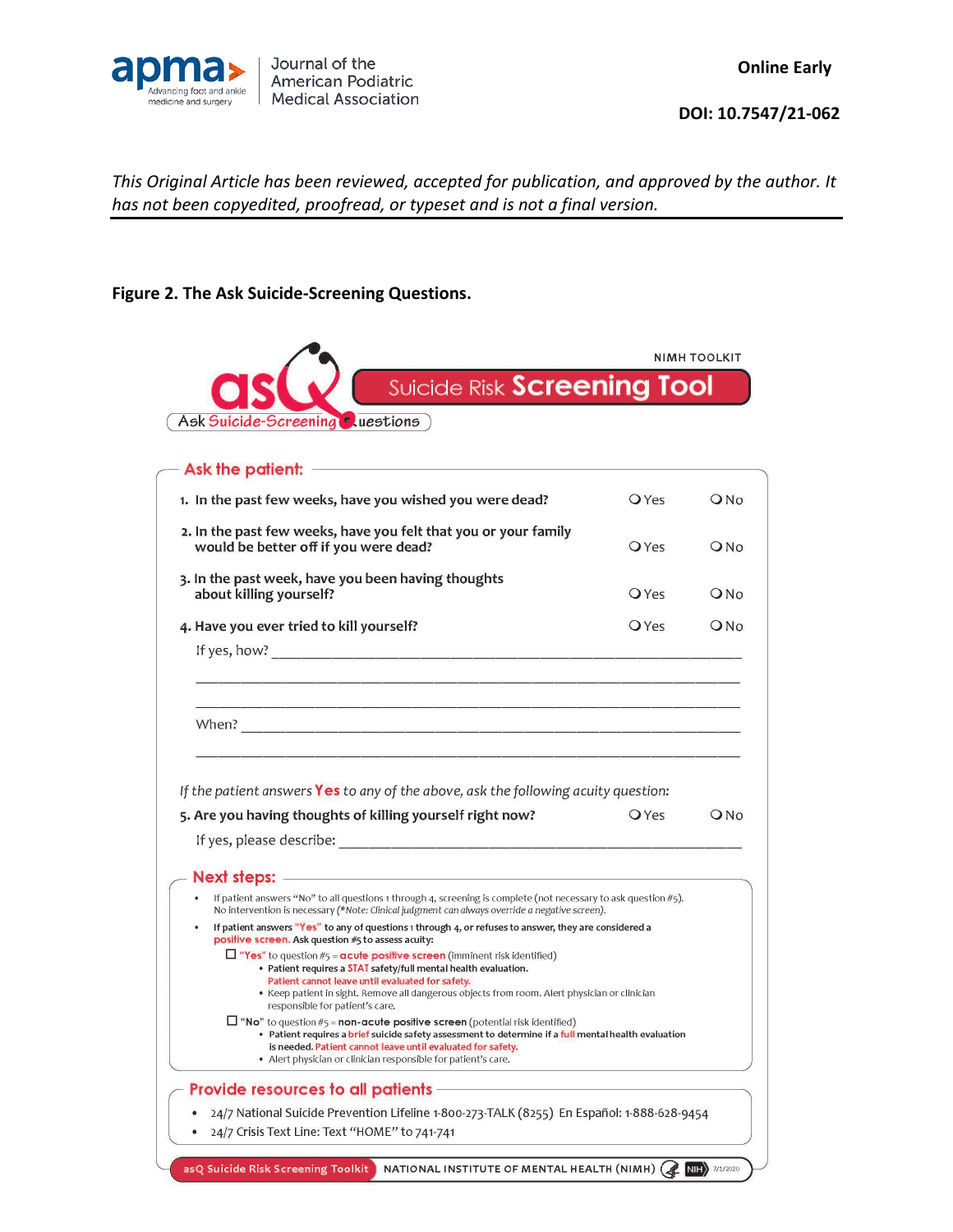*This Original Article has been reviewed, accepted for publication, and approved by the author. It has not been copyedited, proofread, or typeset and is not a final version.*

**Figure 2. The Ask Suicide-Screening Questions.**

NIMH TOOLKIT

# asQ Suicide Risk Screening Tool

Ask Suicide-Screening Questions

## Ask the patient:

1. **In the past few weeks, have you wished you were dead?** ○ Yes ○ No
2. **In the past few weeks, have you felt that you or your family would be better off if you were dead?** ○ Yes ○ No
3. **In the past week, have you been having thoughts about killing yourself?** ○ Yes ○ No
4. **Have you ever tried to kill yourself?** ○ Yes ○ No

   If yes, how? ______________________________________________

   ______________________________________________

   ______________________________________________

   When? ______________________________________________

   ______________________________________________

*If the patient answers* **Yes** *to any of the above, ask the following acuity question:*

5. **Are you having thoughts of killing yourself right now?** ○ Yes ○ No

   If yes, please describe: ______________________________________________

## Next steps:

- If patient answers "No" to all questions 1 through 4, screening is complete (not necessary to ask question #5). No intervention is necessary (*\*Note: Clinical judgment can always override a negative screen).*
- **If patient answers "Yes" to any of questions 1 through 4, or refuses to answer, they are considered a positive screen. Ask question #5 to assess acuity:**
  - ☐ **"Yes"** to question #5 = **acute positive screen** (imminent risk identified)
    - **Patient requires a STAT safety/full mental health evaluation.** **Patient cannot leave until evaluated for safety.**
    - Keep patient in sight. Remove all dangerous objects from room. Alert physician or clinician responsible for patient's care.
  - ☐ **"No"** to question #5 = **non-acute positive screen** (potential risk identified)
    - **Patient requires a brief suicide safety assessment to determine if a full mental health evaluation is needed. Patient cannot leave until evaluated for safety.**
    - Alert physician or clinician responsible for patient's care.

## Provide resources to all patients

- 24/7 National Suicide Prevention Lifeline 1-800-273-TALK (8255) En Español: 1-888-628-9454
- 24/7 Crisis Text Line: Text "HOME" to 741-741

asQ Suicide Risk Screening Toolkit NATIONAL INSTITUTE OF MENTAL HEALTH (NIMH) NIH 7/1/2020